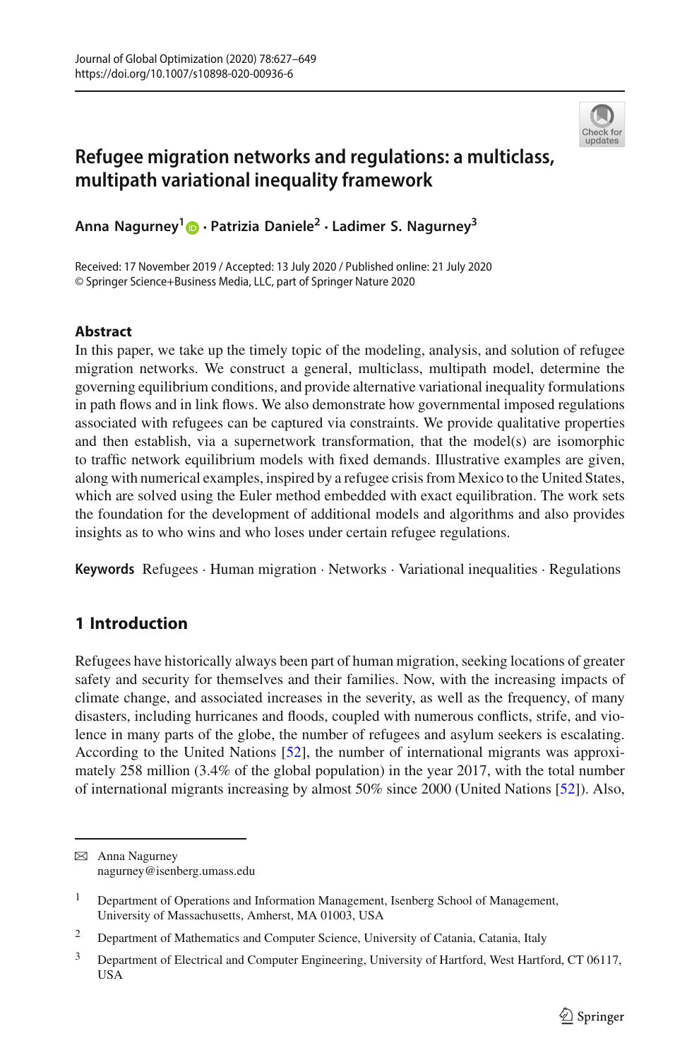# Refugee migration networks and regulations: a multiclass, multipath variational inequality framework

**Anna Nagurney**[1] **· Patrizia Daniele**[2] **· Ladimer S. Nagurney**[3]

Received: 17 November 2019 / Accepted: 13 July 2020 / Published online: 21 July 2020
© Springer Science+Business Media, LLC, part of Springer Nature 2020

## Abstract

In this paper, we take up the timely topic of the modeling, analysis, and solution of refugee migration networks. We construct a general, multiclass, multipath model, determine the governing equilibrium conditions, and provide alternative variational inequality formulations in path flows and in link flows. We also demonstrate how governmental imposed regulations associated with refugees can be captured via constraints. We provide qualitative properties and then establish, via a supernetwork transformation, that the model(s) are isomorphic to traffic network equilibrium models with fixed demands. Illustrative examples are given, along with numerical examples, inspired by a refugee crisis from Mexico to the United States, which are solved using the Euler method embedded with exact equilibration. The work sets the foundation for the development of additional models and algorithms and also provides insights as to who wins and who loses under certain refugee regulations.

**Keywords** Refugees · Human migration · Networks · Variational inequalities · Regulations

## 1 Introduction

Refugees have historically always been part of human migration, seeking locations of greater safety and security for themselves and their families. Now, with the increasing impacts of climate change, and associated increases in the severity, as well as the frequency, of many disasters, including hurricanes and floods, coupled with numerous conflicts, strife, and violence in many parts of the globe, the number of refugees and asylum seekers is escalating. According to the United Nations [52], the number of international migrants was approximately 258 million (3.4% of the global population) in the year 2017, with the total number of international migrants increasing by almost 50% since 2000 (United Nations [52]). Also,

---

✉ Anna Nagurney
nagurney@isenberg.umass.edu

[1] Department of Operations and Information Management, Isenberg School of Management, University of Massachusetts, Amherst, MA 01003, USA

[2] Department of Mathematics and Computer Science, University of Catania, Catania, Italy

[3] Department of Electrical and Computer Engineering, University of Hartford, West Hartford, CT 06117, USA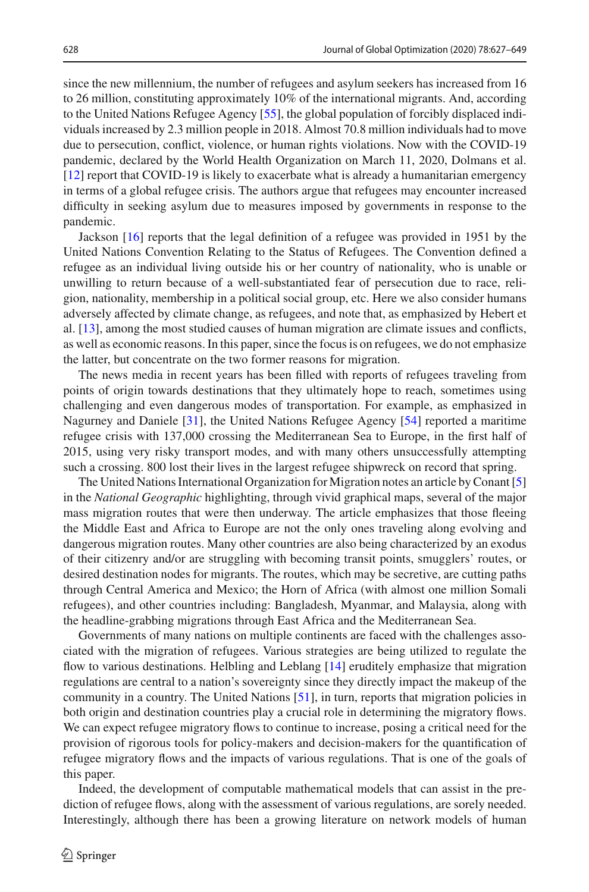since the new millennium, the number of refugees and asylum seekers has increased from 16 to 26 million, constituting approximately 10% of the international migrants. And, according to the United Nations Refugee Agency [55], the global population of forcibly displaced individuals increased by 2.3 million people in 2018. Almost 70.8 million individuals had to move due to persecution, conflict, violence, or human rights violations. Now with the COVID-19 pandemic, declared by the World Health Organization on March 11, 2020, Dolmans et al. [12] report that COVID-19 is likely to exacerbate what is already a humanitarian emergency in terms of a global refugee crisis. The authors argue that refugees may encounter increased difficulty in seeking asylum due to measures imposed by governments in response to the pandemic.

Jackson [16] reports that the legal definition of a refugee was provided in 1951 by the United Nations Convention Relating to the Status of Refugees. The Convention defined a refugee as an individual living outside his or her country of nationality, who is unable or unwilling to return because of a well-substantiated fear of persecution due to race, religion, nationality, membership in a political social group, etc. Here we also consider humans adversely affected by climate change, as refugees, and note that, as emphasized by Hebert et al. [13], among the most studied causes of human migration are climate issues and conflicts, as well as economic reasons. In this paper, since the focus is on refugees, we do not emphasize the latter, but concentrate on the two former reasons for migration.

The news media in recent years has been filled with reports of refugees traveling from points of origin towards destinations that they ultimately hope to reach, sometimes using challenging and even dangerous modes of transportation. For example, as emphasized in Nagurney and Daniele [31], the United Nations Refugee Agency [54] reported a maritime refugee crisis with 137,000 crossing the Mediterranean Sea to Europe, in the first half of 2015, using very risky transport modes, and with many others unsuccessfully attempting such a crossing. 800 lost their lives in the largest refugee shipwreck on record that spring.

The United Nations International Organization for Migration notes an article by Conant [5] in the *National Geographic* highlighting, through vivid graphical maps, several of the major mass migration routes that were then underway. The article emphasizes that those fleeing the Middle East and Africa to Europe are not the only ones traveling along evolving and dangerous migration routes. Many other countries are also being characterized by an exodus of their citizenry and/or are struggling with becoming transit points, smugglers' routes, or desired destination nodes for migrants. The routes, which may be secretive, are cutting paths through Central America and Mexico; the Horn of Africa (with almost one million Somali refugees), and other countries including: Bangladesh, Myanmar, and Malaysia, along with the headline-grabbing migrations through East Africa and the Mediterranean Sea.

Governments of many nations on multiple continents are faced with the challenges associated with the migration of refugees. Various strategies are being utilized to regulate the flow to various destinations. Helbling and Leblang [14] eruditely emphasize that migration regulations are central to a nation's sovereignty since they directly impact the makeup of the community in a country. The United Nations [51], in turn, reports that migration policies in both origin and destination countries play a crucial role in determining the migratory flows. We can expect refugee migratory flows to continue to increase, posing a critical need for the provision of rigorous tools for policy-makers and decision-makers for the quantification of refugee migratory flows and the impacts of various regulations. That is one of the goals of this paper.

Indeed, the development of computable mathematical models that can assist in the prediction of refugee flows, along with the assessment of various regulations, are sorely needed. Interestingly, although there has been a growing literature on network models of human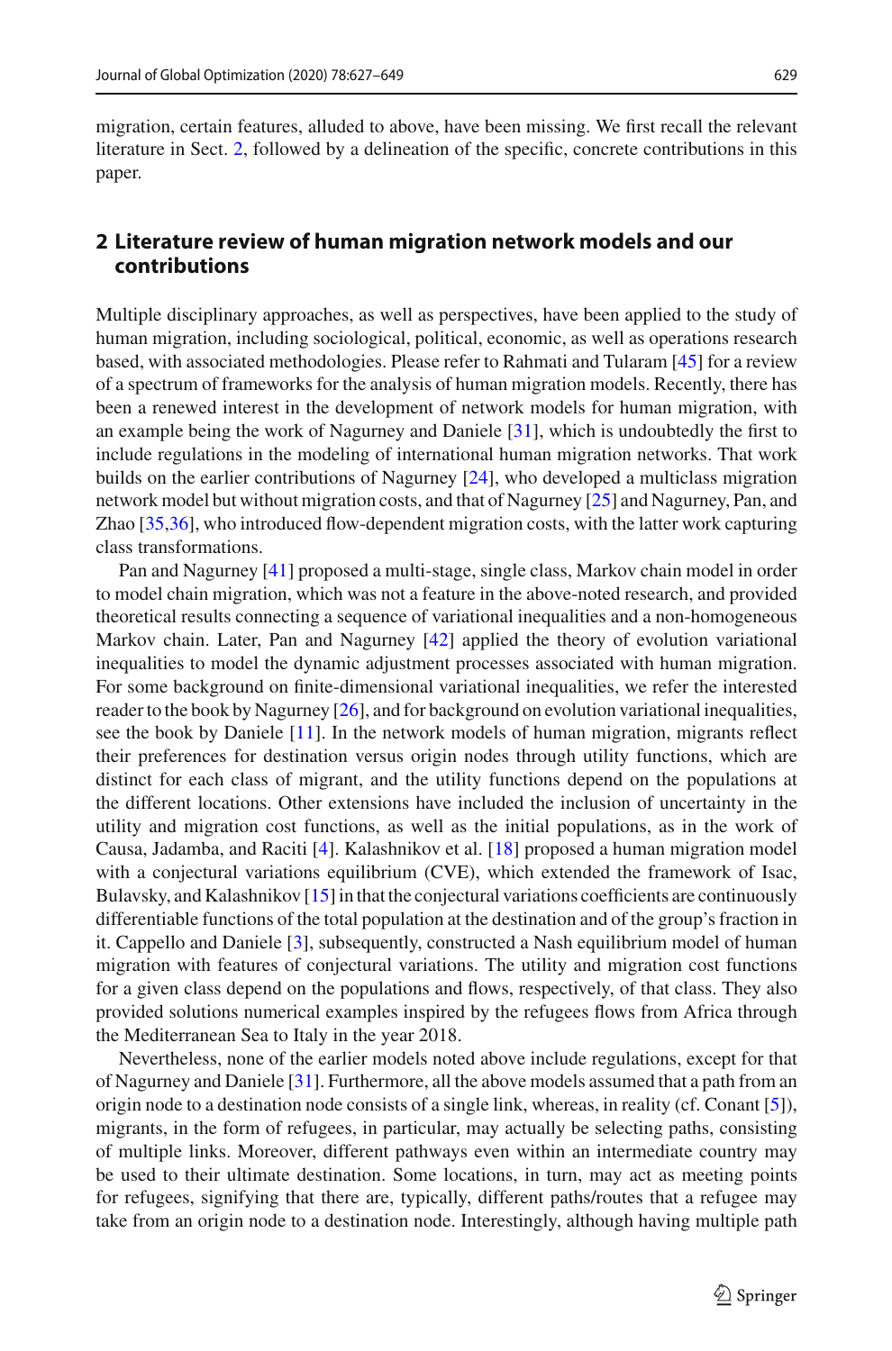migration, certain features, alluded to above, have been missing. We first recall the relevant literature in Sect. 2, followed by a delineation of the specific, concrete contributions in this paper.

## 2 Literature review of human migration network models and our contributions

Multiple disciplinary approaches, as well as perspectives, have been applied to the study of human migration, including sociological, political, economic, as well as operations research based, with associated methodologies. Please refer to Rahmati and Tularam [45] for a review of a spectrum of frameworks for the analysis of human migration models. Recently, there has been a renewed interest in the development of network models for human migration, with an example being the work of Nagurney and Daniele [31], which is undoubtedly the first to include regulations in the modeling of international human migration networks. That work builds on the earlier contributions of Nagurney [24], who developed a multiclass migration network model but without migration costs, and that of Nagurney [25] and Nagurney, Pan, and Zhao [35,36], who introduced flow-dependent migration costs, with the latter work capturing class transformations.

Pan and Nagurney [41] proposed a multi-stage, single class, Markov chain model in order to model chain migration, which was not a feature in the above-noted research, and provided theoretical results connecting a sequence of variational inequalities and a non-homogeneous Markov chain. Later, Pan and Nagurney [42] applied the theory of evolution variational inequalities to model the dynamic adjustment processes associated with human migration. For some background on finite-dimensional variational inequalities, we refer the interested reader to the book by Nagurney [26], and for background on evolution variational inequalities, see the book by Daniele [11]. In the network models of human migration, migrants reflect their preferences for destination versus origin nodes through utility functions, which are distinct for each class of migrant, and the utility functions depend on the populations at the different locations. Other extensions have included the inclusion of uncertainty in the utility and migration cost functions, as well as the initial populations, as in the work of Causa, Jadamba, and Raciti [4]. Kalashnikov et al. [18] proposed a human migration model with a conjectural variations equilibrium (CVE), which extended the framework of Isac, Bulavsky, and Kalashnikov [15] in that the conjectural variations coefficients are continuously differentiable functions of the total population at the destination and of the group's fraction in it. Cappello and Daniele [3], subsequently, constructed a Nash equilibrium model of human migration with features of conjectural variations. The utility and migration cost functions for a given class depend on the populations and flows, respectively, of that class. They also provided solutions numerical examples inspired by the refugees flows from Africa through the Mediterranean Sea to Italy in the year 2018.

Nevertheless, none of the earlier models noted above include regulations, except for that of Nagurney and Daniele [31]. Furthermore, all the above models assumed that a path from an origin node to a destination node consists of a single link, whereas, in reality (cf. Conant [5]), migrants, in the form of refugees, in particular, may actually be selecting paths, consisting of multiple links. Moreover, different pathways even within an intermediate country may be used to their ultimate destination. Some locations, in turn, may act as meeting points for refugees, signifying that there are, typically, different paths/routes that a refugee may take from an origin node to a destination node. Interestingly, although having multiple path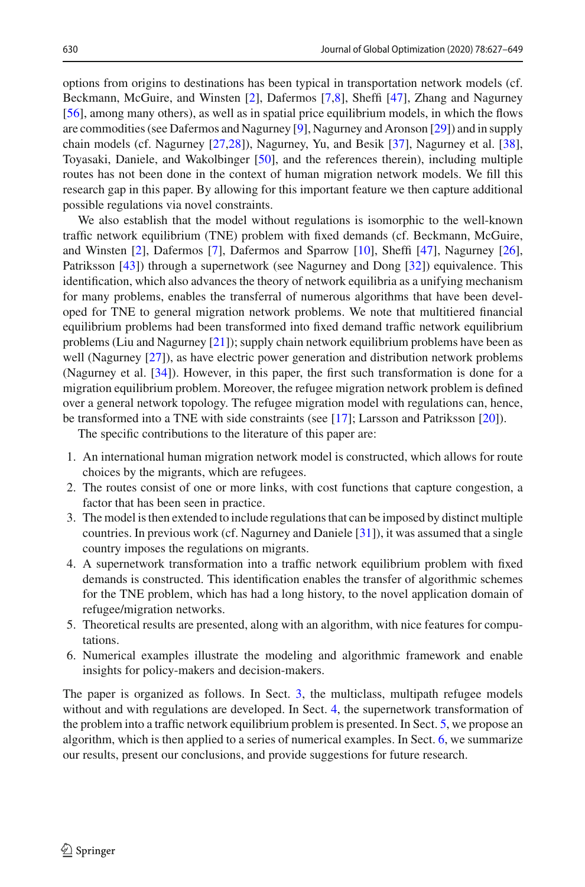options from origins to destinations has been typical in transportation network models (cf. Beckmann, McGuire, and Winsten [2], Dafermos [7,8], Sheffi [47], Zhang and Nagurney [56], among many others), as well as in spatial price equilibrium models, in which the flows are commodities (see Dafermos and Nagurney [9], Nagurney and Aronson [29]) and in supply chain models (cf. Nagurney [27,28]), Nagurney, Yu, and Besik [37], Nagurney et al. [38], Toyasaki, Daniele, and Wakolbinger [50], and the references therein), including multiple routes has not been done in the context of human migration network models. We fill this research gap in this paper. By allowing for this important feature we then capture additional possible regulations via novel constraints.

We also establish that the model without regulations is isomorphic to the well-known traffic network equilibrium (TNE) problem with fixed demands (cf. Beckmann, McGuire, and Winsten [2], Dafermos [7], Dafermos and Sparrow [10], Sheffi [47], Nagurney [26], Patriksson [43]) through a supernetwork (see Nagurney and Dong [32]) equivalence. This identification, which also advances the theory of network equilibria as a unifying mechanism for many problems, enables the transferral of numerous algorithms that have been developed for TNE to general migration network problems. We note that multitiered financial equilibrium problems had been transformed into fixed demand traffic network equilibrium problems (Liu and Nagurney [21]); supply chain network equilibrium problems have been as well (Nagurney [27]), as have electric power generation and distribution network problems (Nagurney et al. [34]). However, in this paper, the first such transformation is done for a migration equilibrium problem. Moreover, the refugee migration network problem is defined over a general network topology. The refugee migration model with regulations can, hence, be transformed into a TNE with side constraints (see [17]; Larsson and Patriksson [20]).

The specific contributions to the literature of this paper are:

1. An international human migration network model is constructed, which allows for route choices by the migrants, which are refugees.
2. The routes consist of one or more links, with cost functions that capture congestion, a factor that has been seen in practice.
3. The model is then extended to include regulations that can be imposed by distinct multiple countries. In previous work (cf. Nagurney and Daniele [31]), it was assumed that a single country imposes the regulations on migrants.
4. A supernetwork transformation into a traffic network equilibrium problem with fixed demands is constructed. This identification enables the transfer of algorithmic schemes for the TNE problem, which has had a long history, to the novel application domain of refugee/migration networks.
5. Theoretical results are presented, along with an algorithm, with nice features for computations.
6. Numerical examples illustrate the modeling and algorithmic framework and enable insights for policy-makers and decision-makers.

The paper is organized as follows. In Sect. 3, the multiclass, multipath refugee models without and with regulations are developed. In Sect. 4, the supernetwork transformation of the problem into a traffic network equilibrium problem is presented. In Sect. 5, we propose an algorithm, which is then applied to a series of numerical examples. In Sect. 6, we summarize our results, present our conclusions, and provide suggestions for future research.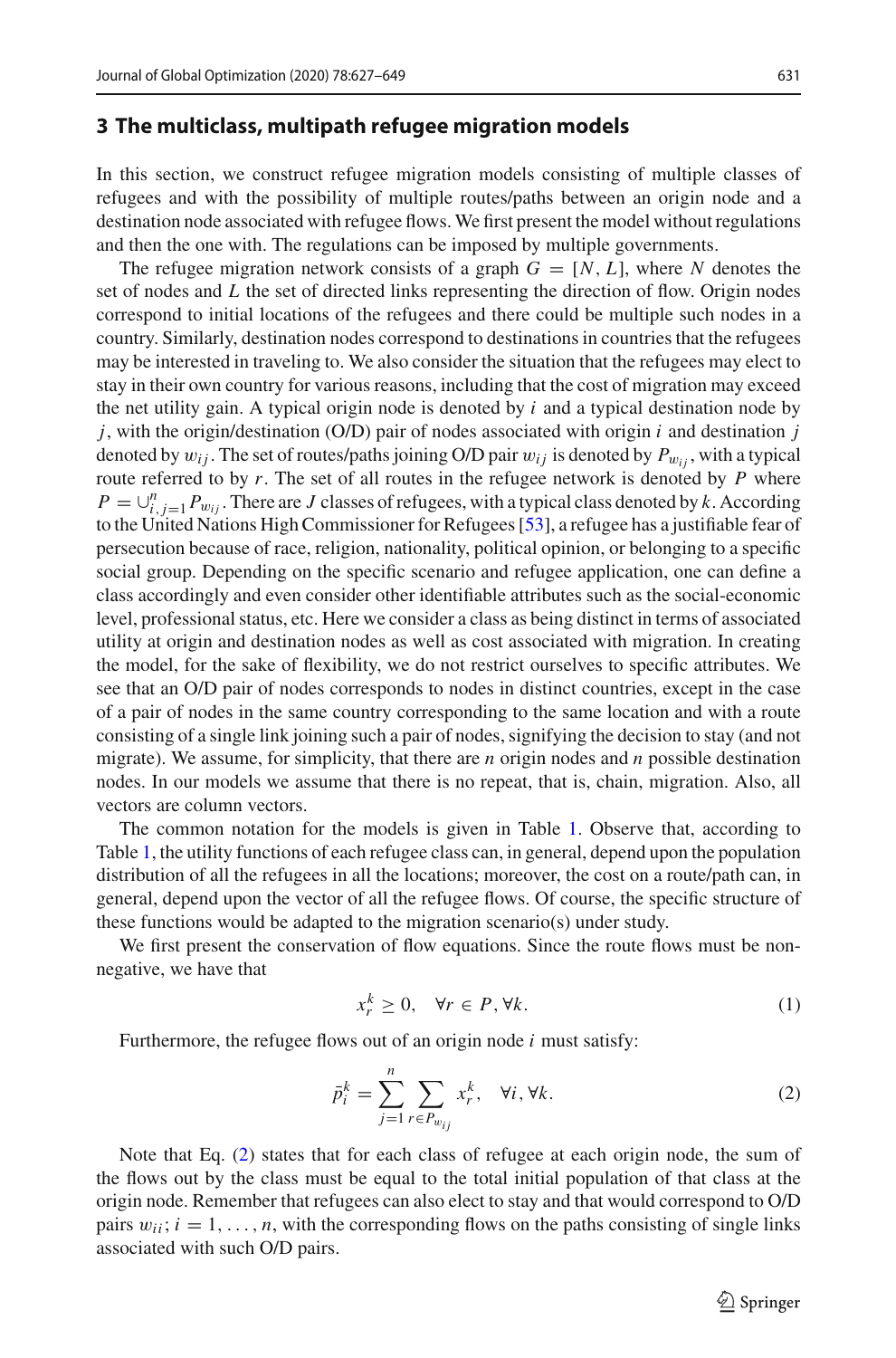## 3 The multiclass, multipath refugee migration models

In this section, we construct refugee migration models consisting of multiple classes of refugees and with the possibility of multiple routes/paths between an origin node and a destination node associated with refugee flows. We first present the model without regulations and then the one with. The regulations can be imposed by multiple governments.

The refugee migration network consists of a graph $G = [N, L]$, where $N$ denotes the set of nodes and $L$ the set of directed links representing the direction of flow. Origin nodes correspond to initial locations of the refugees and there could be multiple such nodes in a country. Similarly, destination nodes correspond to destinations in countries that the refugees may be interested in traveling to. We also consider the situation that the refugees may elect to stay in their own country for various reasons, including that the cost of migration may exceed the net utility gain. A typical origin node is denoted by $i$ and a typical destination node by $j$, with the origin/destination (O/D) pair of nodes associated with origin $i$ and destination $j$ denoted by $w_{ij}$. The set of routes/paths joining O/D pair $w_{ij}$ is denoted by $P_{w_{ij}}$, with a typical route referred to by $r$. The set of all routes in the refugee network is denoted by $P$ where $P = \cup_{i,j=1}^{n} P_{w_{ij}}$. There are $J$ classes of refugees, with a typical class denoted by $k$. According to the United Nations High Commissioner for Refugees [53], a refugee has a justifiable fear of persecution because of race, religion, nationality, political opinion, or belonging to a specific social group. Depending on the specific scenario and refugee application, one can define a class accordingly and even consider other identifiable attributes such as the social-economic level, professional status, etc. Here we consider a class as being distinct in terms of associated utility at origin and destination nodes as well as cost associated with migration. In creating the model, for the sake of flexibility, we do not restrict ourselves to specific attributes. We see that an O/D pair of nodes corresponds to nodes in distinct countries, except in the case of a pair of nodes in the same country corresponding to the same location and with a route consisting of a single link joining such a pair of nodes, signifying the decision to stay (and not migrate). We assume, for simplicity, that there are $n$ origin nodes and $n$ possible destination nodes. In our models we assume that there is no repeat, that is, chain, migration. Also, all vectors are column vectors.

The common notation for the models is given in Table 1. Observe that, according to Table 1, the utility functions of each refugee class can, in general, depend upon the population distribution of all the refugees in all the locations; moreover, the cost on a route/path can, in general, depend upon the vector of all the refugee flows. Of course, the specific structure of these functions would be adapted to the migration scenario(s) under study.

We first present the conservation of flow equations. Since the route flows must be nonnegative, we have that

$$x_r^k \geq 0, \quad \forall r \in P, \forall k. \tag{1}$$

Furthermore, the refugee flows out of an origin node $i$ must satisfy:

$$\bar{p}_i^k = \sum_{j=1}^{n} \sum_{r \in P_{w_{ij}}} x_r^k, \quad \forall i, \forall k. \tag{2}$$

Note that Eq. (2) states that for each class of refugee at each origin node, the sum of the flows out by the class must be equal to the total initial population of that class at the origin node. Remember that refugees can also elect to stay and that would correspond to O/D pairs $w_{ii}$; $i = 1, \ldots, n$, with the corresponding flows on the paths consisting of single links associated with such O/D pairs.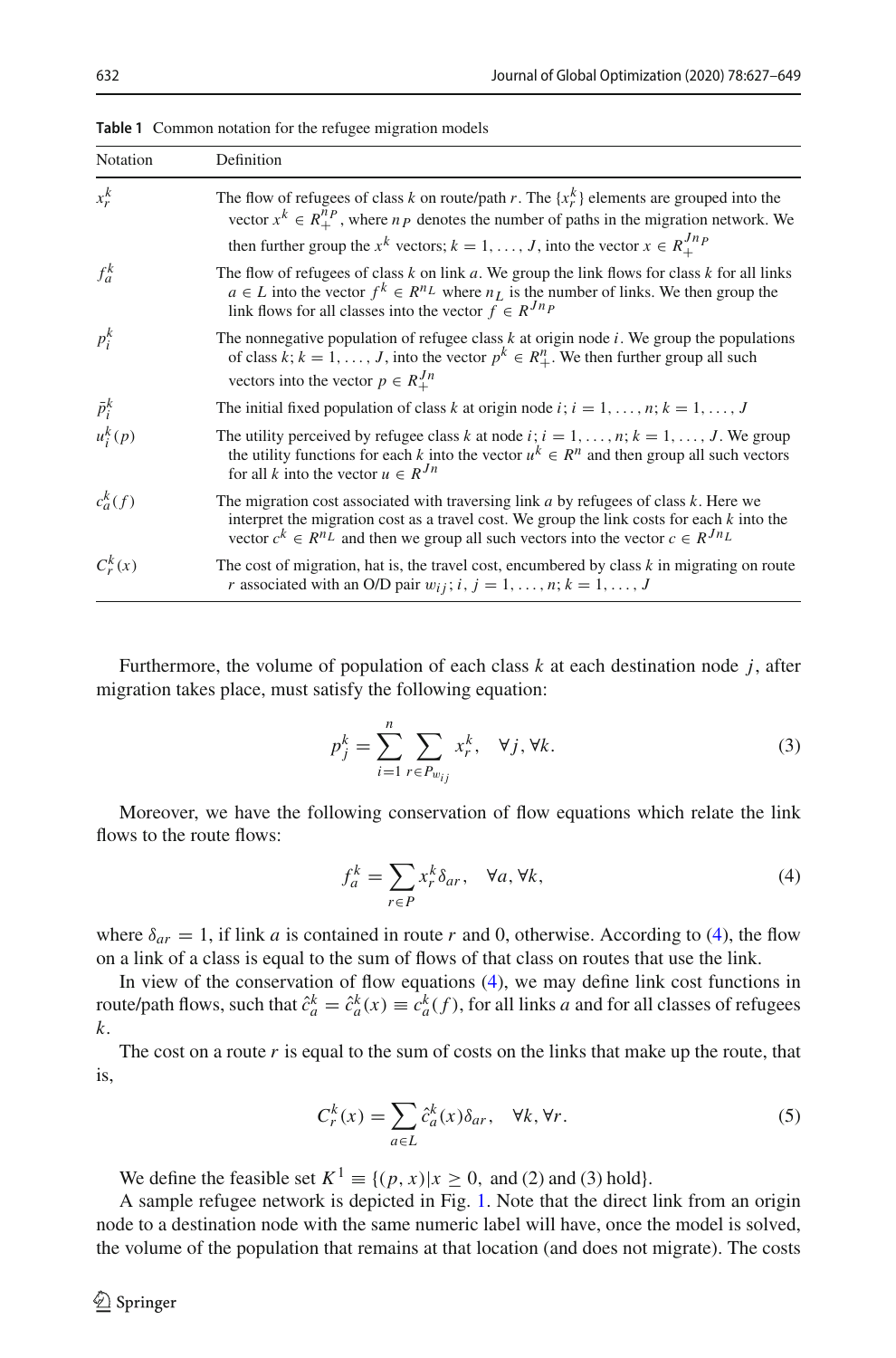**Table 1** Common notation for the refugee migration models

| Notation | Definition |
| --- | --- |
| $x_r^k$ | The flow of refugees of class $k$ on route/path $r$. The $\{x_r^k\}$ elements are grouped into the vector $x^k \in R_+^{n_P}$, where $n_P$ denotes the number of paths in the migration network. We then further group the $x^k$ vectors; $k = 1, \ldots, J$, into the vector $x \in R_+^{Jn_P}$ |
| $f_a^k$ | The flow of refugees of class $k$ on link $a$. We group the link flows for class $k$ for all links $a \in L$ into the vector $f^k \in R^{n_L}$ where $n_L$ is the number of links. We then group the link flows for all classes into the vector $f \in R^{Jn_P}$ |
| $p_i^k$ | The nonnegative population of refugee class $k$ at origin node $i$. We group the populations of class $k$; $k = 1, \ldots, J$, into the vector $p^k \in R_+^n$. We then further group all such vectors into the vector $p \in R_+^{Jn}$ |
| $\bar{p}_i^k$ | The initial fixed population of class $k$ at origin node $i$; $i = 1, \ldots, n$; $k = 1, \ldots, J$ |
| $u_i^k(p)$ | The utility perceived by refugee class $k$ at node $i$; $i = 1, \ldots, n$; $k = 1, \ldots, J$. We group the utility functions for each $k$ into the vector $u^k \in R^n$ and then group all such vectors for all $k$ into the vector $u \in R^{Jn}$ |
| $c_a^k(f)$ | The migration cost associated with traversing link $a$ by refugees of class $k$. Here we interpret the migration cost as a travel cost. We group the link costs for each $k$ into the vector $c^k \in R^{n_L}$ and then we group all such vectors into the vector $c \in R^{Jn_L}$ |
| $C_r^k(x)$ | The cost of migration, hat is, the travel cost, encumbered by class $k$ in migrating on route $r$ associated with an O/D pair $w_{ij}$; $i, j = 1, \ldots, n$; $k = 1, \ldots, J$ |

Furthermore, the volume of population of each class $k$ at each destination node $j$, after migration takes place, must satisfy the following equation:

$$p_j^k = \sum_{i=1}^{n} \sum_{r \in P_{w_{ij}}} x_r^k, \quad \forall j, \forall k. \tag{3}$$

Moreover, we have the following conservation of flow equations which relate the link flows to the route flows:

$$f_a^k = \sum_{r \in P} x_r^k \delta_{ar}, \quad \forall a, \forall k, \tag{4}$$

where $\delta_{ar} = 1$, if link $a$ is contained in route $r$ and 0, otherwise. According to (4), the flow on a link of a class is equal to the sum of flows of that class on routes that use the link.

In view of the conservation of flow equations (4), we may define link cost functions in route/path flows, such that $\hat{c}_a^k = \hat{c}_a^k(x) \equiv c_a^k(f)$, for all links $a$ and for all classes of refugees $k$.

The cost on a route $r$ is equal to the sum of costs on the links that make up the route, that is,

$$C_r^k(x) = \sum_{a \in L} \hat{c}_a^k(x) \delta_{ar}, \quad \forall k, \forall r. \tag{5}$$

We define the feasible set $K^1 \equiv \{(p, x) | x \geq 0, \text{ and (2) and (3) hold}\}$.

A sample refugee network is depicted in Fig. 1. Note that the direct link from an origin node to a destination node with the same numeric label will have, once the model is solved, the volume of the population that remains at that location (and does not migrate). The costs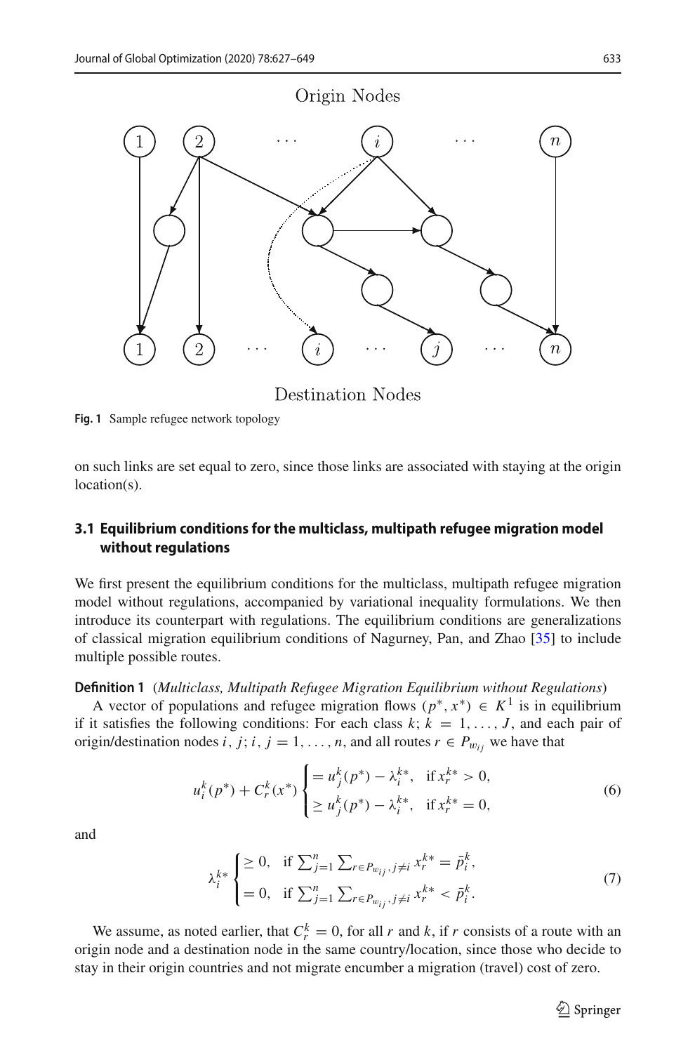Origin Nodes

Destination Nodes

1 2 ... i ... n

1 2 ... i ... j ... n

**Fig. 1** Sample refugee network topology

on such links are set equal to zero, since those links are associated with staying at the origin location(s).

### 3.1 Equilibrium conditions for the multiclass, multipath refugee migration model without regulations

We first present the equilibrium conditions for the multiclass, multipath refugee migration model without regulations, accompanied by variational inequality formulations. We then introduce its counterpart with regulations. The equilibrium conditions are generalizations of classical migration equilibrium conditions of Nagurney, Pan, and Zhao [35] to include multiple possible routes.

**Definition 1** (*Multiclass, Multipath Refugee Migration Equilibrium without Regulations*)

A vector of populations and refugee migration flows $(p^*, x^*) \in K^1$ is in equilibrium if it satisfies the following conditions: For each class $k$; $k = 1, \ldots, J$, and each pair of origin/destination nodes $i, j$; $i, j = 1, \ldots, n$, and all routes $r \in P_{w_{ij}}$ we have that

$$u_i^k(p^*) + C_r^k(x^*) \begin{cases} = u_j^k(p^*) - \lambda_i^{k*}, & \text{if } x_r^{k*} > 0, \\ \geq u_j^k(p^*) - \lambda_i^{k*}, & \text{if } x_r^{k*} = 0, \end{cases} \tag{6}$$

and

$$\lambda_i^{k*} \begin{cases} \geq 0, & \text{if } \sum_{j=1}^{n} \sum_{r \in P_{w_{ij}}, j \neq i} x_r^{k*} = \bar{p}_i^k, \\ = 0, & \text{if } \sum_{j=1}^{n} \sum_{r \in P_{w_{ij}}, j \neq i} x_r^{k*} < \bar{p}_i^k. \end{cases} \tag{7}$$

We assume, as noted earlier, that $C_r^k = 0$, for all $r$ and $k$, if $r$ consists of a route with an origin node and a destination node in the same country/location, since those who decide to stay in their origin countries and not migrate encumber a migration (travel) cost of zero.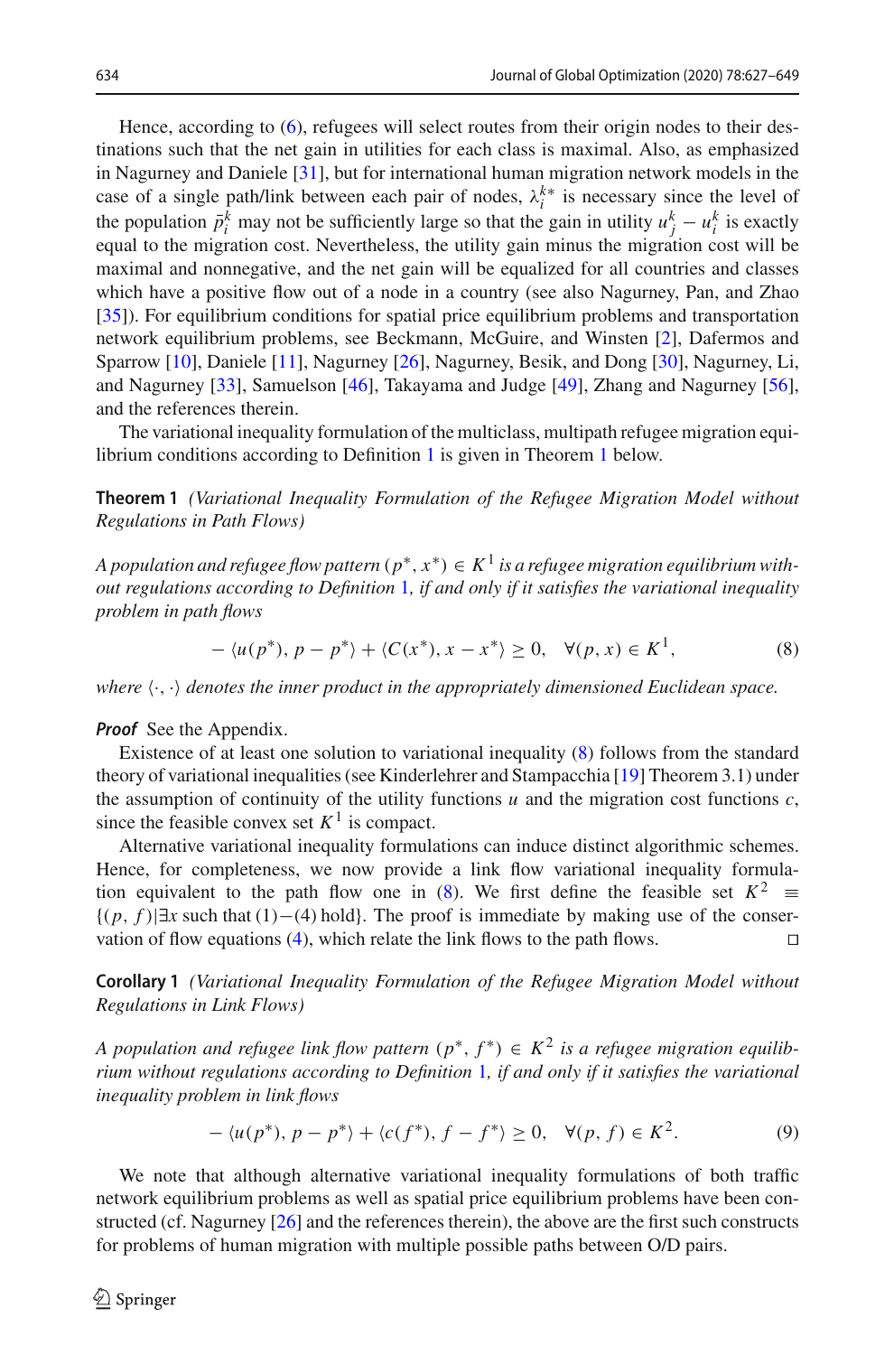Hence, according to (6), refugees will select routes from their origin nodes to their destinations such that the net gain in utilities for each class is maximal. Also, as emphasized in Nagurney and Daniele [31], but for international human migration network models in the case of a single path/link between each pair of nodes, $\lambda_i^{k*}$ is necessary since the level of the population $\bar{p}_i^k$ may not be sufficiently large so that the gain in utility $u_j^k - u_i^k$ is exactly equal to the migration cost. Nevertheless, the utility gain minus the migration cost will be maximal and nonnegative, and the net gain will be equalized for all countries and classes which have a positive flow out of a node in a country (see also Nagurney, Pan, and Zhao [35]). For equilibrium conditions for spatial price equilibrium problems and transportation network equilibrium problems, see Beckmann, McGuire, and Winsten [2], Dafermos and Sparrow [10], Daniele [11], Nagurney [26], Nagurney, Besik, and Dong [30], Nagurney, Li, and Nagurney [33], Samuelson [46], Takayama and Judge [49], Zhang and Nagurney [56], and the references therein.

The variational inequality formulation of the multiclass, multipath refugee migration equilibrium conditions according to Definition 1 is given in Theorem 1 below.

**Theorem 1** *(Variational Inequality Formulation of the Refugee Migration Model without Regulations in Path Flows)*

*A population and refugee flow pattern $(p^*, x^*) \in K^1$ is a refugee migration equilibrium without regulations according to Definition 1, if and only if it satisfies the variational inequality problem in path flows*

$$- \langle u(p^*), p - p^* \rangle + \langle C(x^*), x - x^* \rangle \geq 0, \quad \forall (p, x) \in K^1, \tag{8}$$

*where $\langle \cdot, \cdot \rangle$ denotes the inner product in the appropriately dimensioned Euclidean space.*

***Proof*** See the Appendix.

Existence of at least one solution to variational inequality (8) follows from the standard theory of variational inequalities (see Kinderlehrer and Stampacchia [19] Theorem 3.1) under the assumption of continuity of the utility functions $u$ and the migration cost functions $c$, since the feasible convex set $K^1$ is compact.

Alternative variational inequality formulations can induce distinct algorithmic schemes. Hence, for completeness, we now provide a link flow variational inequality formulation equivalent to the path flow one in (8). We first define the feasible set $K^2 \equiv \{(p, f)|\exists x \text{ such that } (1)-(4) \text{ hold}\}$. The proof is immediate by making use of the conservation of flow equations (4), which relate the link flows to the path flows. □

**Corollary 1** *(Variational Inequality Formulation of the Refugee Migration Model without Regulations in Link Flows)*

*A population and refugee link flow pattern $(p^*, f^*) \in K^2$ is a refugee migration equilibrium without regulations according to Definition 1, if and only if it satisfies the variational inequality problem in link flows*

$$- \langle u(p^*), p - p^* \rangle + \langle c(f^*), f - f^* \rangle \geq 0, \quad \forall (p, f) \in K^2. \tag{9}$$

We note that although alternative variational inequality formulations of both traffic network equilibrium problems as well as spatial price equilibrium problems have been constructed (cf. Nagurney [26] and the references therein), the above are the first such constructs for problems of human migration with multiple possible paths between O/D pairs.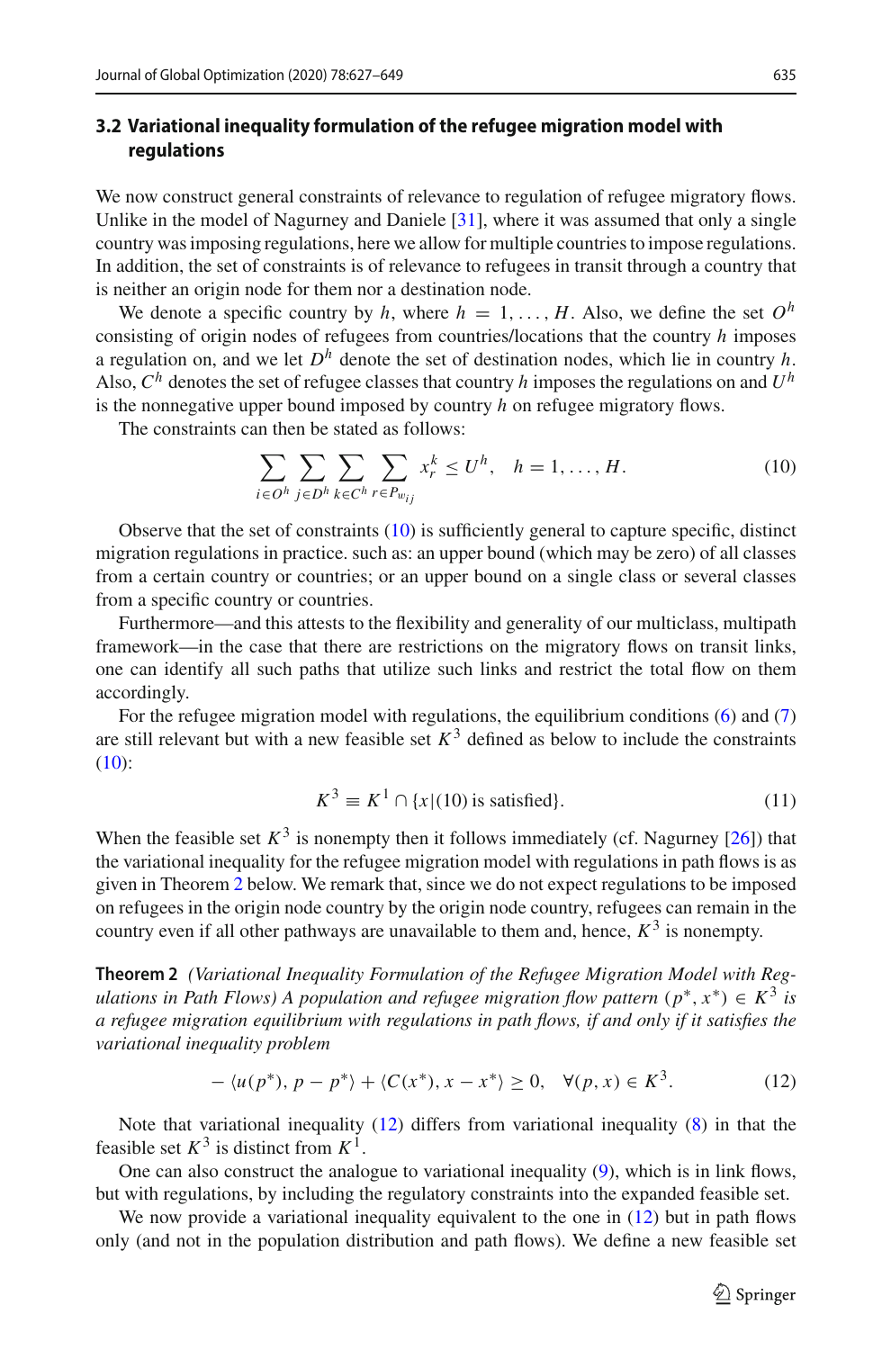### 3.2 Variational inequality formulation of the refugee migration model with regulations

We now construct general constraints of relevance to regulation of refugee migratory flows. Unlike in the model of Nagurney and Daniele [31], where it was assumed that only a single country was imposing regulations, here we allow for multiple countries to impose regulations. In addition, the set of constraints is of relevance to refugees in transit through a country that is neither an origin node for them nor a destination node.

We denote a specific country by $h$, where $h = 1, \ldots, H$. Also, we define the set $O^h$ consisting of origin nodes of refugees from countries/locations that the country $h$ imposes a regulation on, and we let $D^h$ denote the set of destination nodes, which lie in country $h$. Also, $C^h$ denotes the set of refugee classes that country $h$ imposes the regulations on and $U^h$ is the nonnegative upper bound imposed by country $h$ on refugee migratory flows.

The constraints can then be stated as follows:

$$\sum_{i \in O^h} \sum_{j \in D^h} \sum_{k \in C^h} \sum_{r \in P_{w_{ij}}} x_r^k \leq U^h, \quad h = 1, \ldots, H. \tag{10}$$

Observe that the set of constraints (10) is sufficiently general to capture specific, distinct migration regulations in practice. such as: an upper bound (which may be zero) of all classes from a certain country or countries; or an upper bound on a single class or several classes from a specific country or countries.

Furthermore—and this attests to the flexibility and generality of our multiclass, multipath framework—in the case that there are restrictions on the migratory flows on transit links, one can identify all such paths that utilize such links and restrict the total flow on them accordingly.

For the refugee migration model with regulations, the equilibrium conditions (6) and (7) are still relevant but with a new feasible set $K^3$ defined as below to include the constraints (10):

$$K^3 \equiv K^1 \cap \{x|(10) \text{ is satisfied}\}. \tag{11}$$

When the feasible set $K^3$ is nonempty then it follows immediately (cf. Nagurney [26]) that the variational inequality for the refugee migration model with regulations in path flows is as given in Theorem 2 below. We remark that, since we do not expect regulations to be imposed on refugees in the origin node country by the origin node country, refugees can remain in the country even if all other pathways are unavailable to them and, hence, $K^3$ is nonempty.

**Theorem 2** *(Variational Inequality Formulation of the Refugee Migration Model with Regulations in Path Flows) A population and refugee migration flow pattern* $(p^*, x^*) \in K^3$ *is a refugee migration equilibrium with regulations in path flows, if and only if it satisfies the variational inequality problem*

$$-\langle u(p^*), p - p^* \rangle + \langle C(x^*), x - x^* \rangle \geq 0, \quad \forall (p, x) \in K^3. \tag{12}$$

Note that variational inequality (12) differs from variational inequality (8) in that the feasible set $K^3$ is distinct from $K^1$.

One can also construct the analogue to variational inequality (9), which is in link flows, but with regulations, by including the regulatory constraints into the expanded feasible set.

We now provide a variational inequality equivalent to the one in (12) but in path flows only (and not in the population distribution and path flows). We define a new feasible set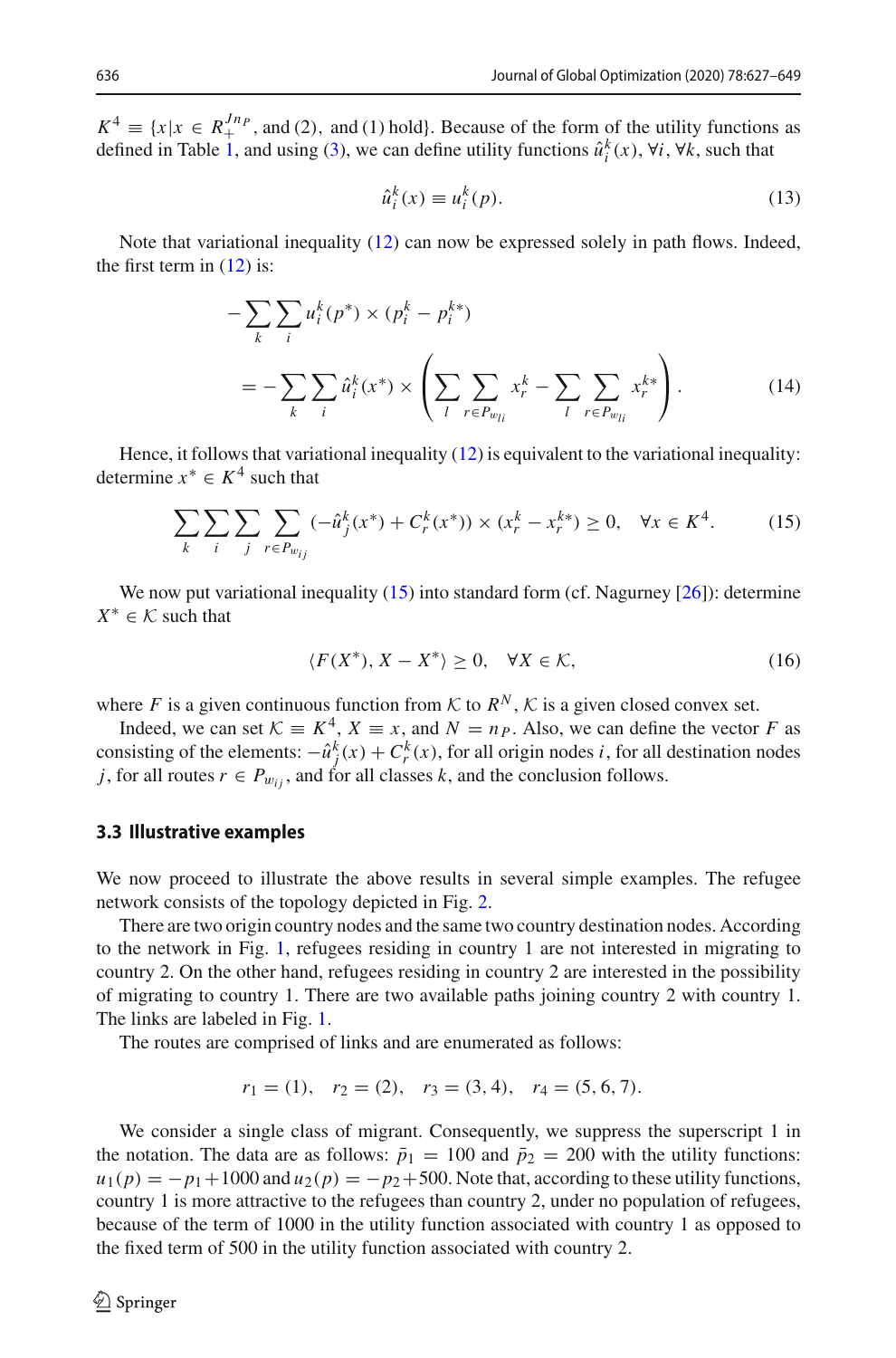$K^4 \equiv \{x | x \in R_+^{Jn_P}$, and (2), and (1) hold}. Because of the form of the utility functions as defined in Table 1, and using (3), we can define utility functions $\hat{u}_i^k(x)$, $\forall i$, $\forall k$, such that

$$\hat{u}_i^k(x) \equiv u_i^k(p). \tag{13}$$

Note that variational inequality (12) can now be expressed solely in path flows. Indeed, the first term in (12) is:

$$-\sum_k \sum_i u_i^k(p^*) \times (p_i^k - p_i^{k*})$$
$$= -\sum_k \sum_i \hat{u}_i^k(x^*) \times \left( \sum_l \sum_{r \in P_{w_{li}}} x_r^k - \sum_l \sum_{r \in P_{w_{li}}} x_r^{k*} \right). \tag{14}$$

Hence, it follows that variational inequality (12) is equivalent to the variational inequality: determine $x^* \in K^4$ such that

$$\sum_k \sum_i \sum_j \sum_{r \in P_{w_{ij}}} (-\hat{u}_j^k(x^*) + C_r^k(x^*)) \times (x_r^k - x_r^{k*}) \geq 0, \quad \forall x \in K^4. \tag{15}$$

We now put variational inequality (15) into standard form (cf. Nagurney [26]): determine $X^* \in \mathcal{K}$ such that

$$\langle F(X^*), X - X^* \rangle \geq 0, \quad \forall X \in \mathcal{K}, \tag{16}$$

where $F$ is a given continuous function from $\mathcal{K}$ to $R^N$, $\mathcal{K}$ is a given closed convex set.

Indeed, we can set $\mathcal{K} \equiv K^4$, $X \equiv x$, and $N = n_P$. Also, we can define the vector $F$ as consisting of the elements: $-\hat{u}_j^k(x) + C_r^k(x)$, for all origin nodes $i$, for all destination nodes $j$, for all routes $r \in P_{w_{ij}}$, and for all classes $k$, and the conclusion follows.

### 3.3 Illustrative examples

We now proceed to illustrate the above results in several simple examples. The refugee network consists of the topology depicted in Fig. 2.

There are two origin country nodes and the same two country destination nodes. According to the network in Fig. 1, refugees residing in country 1 are not interested in migrating to country 2. On the other hand, refugees residing in country 2 are interested in the possibility of migrating to country 1. There are two available paths joining country 2 with country 1. The links are labeled in Fig. 1.

The routes are comprised of links and are enumerated as follows:

$$r_1 = (1), \quad r_2 = (2), \quad r_3 = (3, 4), \quad r_4 = (5, 6, 7).$$

We consider a single class of migrant. Consequently, we suppress the superscript 1 in the notation. The data are as follows: $\bar{p}_1 = 100$ and $\bar{p}_2 = 200$ with the utility functions: $u_1(p) = -p_1 + 1000$ and $u_2(p) = -p_2 + 500$. Note that, according to these utility functions, country 1 is more attractive to the refugees than country 2, under no population of refugees, because of the term of 1000 in the utility function associated with country 1 as opposed to the fixed term of 500 in the utility function associated with country 2.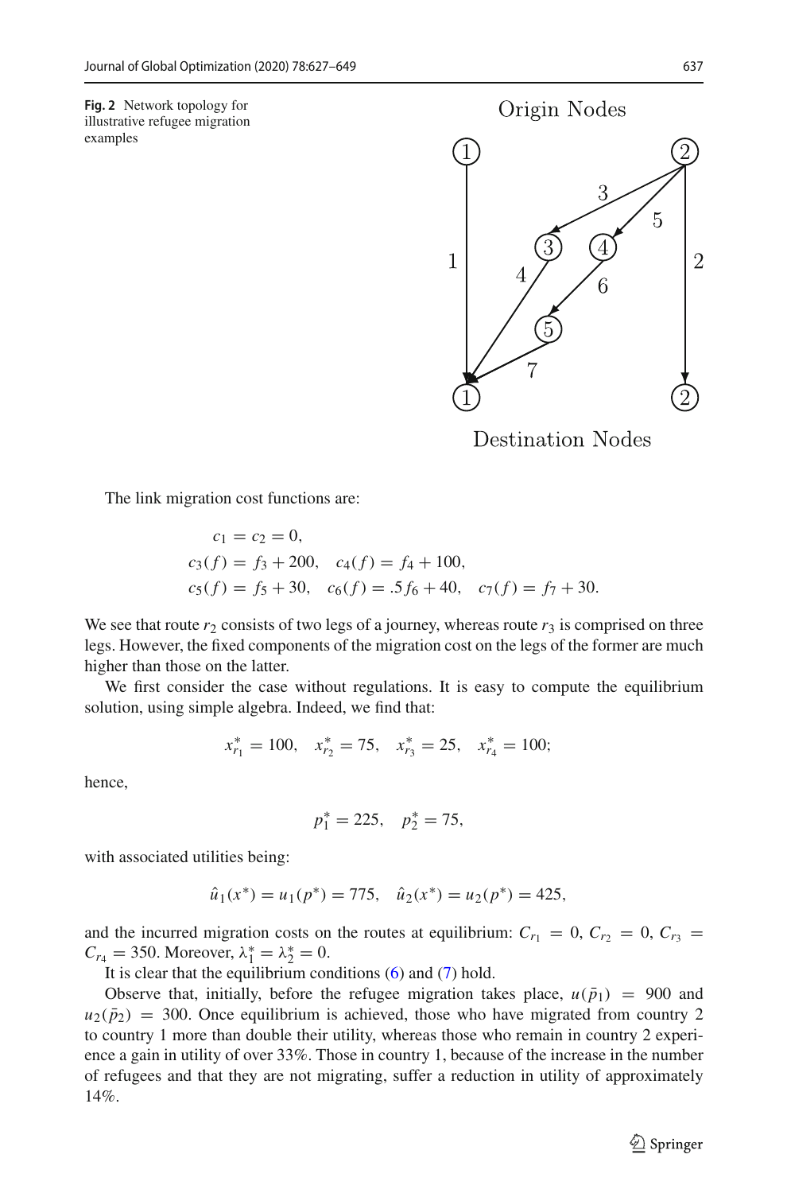**Fig. 2** Network topology for illustrative refugee migration examples

Origin Nodes

1
2
3
5
3
4
1
4
6
2
5
7
1
2

Destination Nodes

The link migration cost functions are:

$$c_1 = c_2 = 0,$$
$$c_3(f) = f_3 + 200, \quad c_4(f) = f_4 + 100,$$
$$c_5(f) = f_5 + 30, \quad c_6(f) = .5f_6 + 40, \quad c_7(f) = f_7 + 30.$$

We see that route $r_2$ consists of two legs of a journey, whereas route $r_3$ is comprised on three legs. However, the fixed components of the migration cost on the legs of the former are much higher than those on the latter.

We first consider the case without regulations. It is easy to compute the equilibrium solution, using simple algebra. Indeed, we find that:

$$x^*_{r_1} = 100, \quad x^*_{r_2} = 75, \quad x^*_{r_3} = 25, \quad x^*_{r_4} = 100;$$

hence,

$$p^*_1 = 225, \quad p^*_2 = 75,$$

with associated utilities being:

$$\hat{u}_1(x^*) = u_1(p^*) = 775, \quad \hat{u}_2(x^*) = u_2(p^*) = 425,$$

and the incurred migration costs on the routes at equilibrium: $C_{r_1} = 0$, $C_{r_2} = 0$, $C_{r_3} = C_{r_4} = 350$. Moreover, $\lambda^*_1 = \lambda^*_2 = 0$.

It is clear that the equilibrium conditions (6) and (7) hold.

Observe that, initially, before the refugee migration takes place, $u(\bar{p}_1) = 900$ and $u_2(\bar{p}_2) = 300$. Once equilibrium is achieved, those who have migrated from country 2 to country 1 more than double their utility, whereas those who remain in country 2 experience a gain in utility of over 33%. Those in country 1, because of the increase in the number of refugees and that they are not migrating, suffer a reduction in utility of approximately 14%.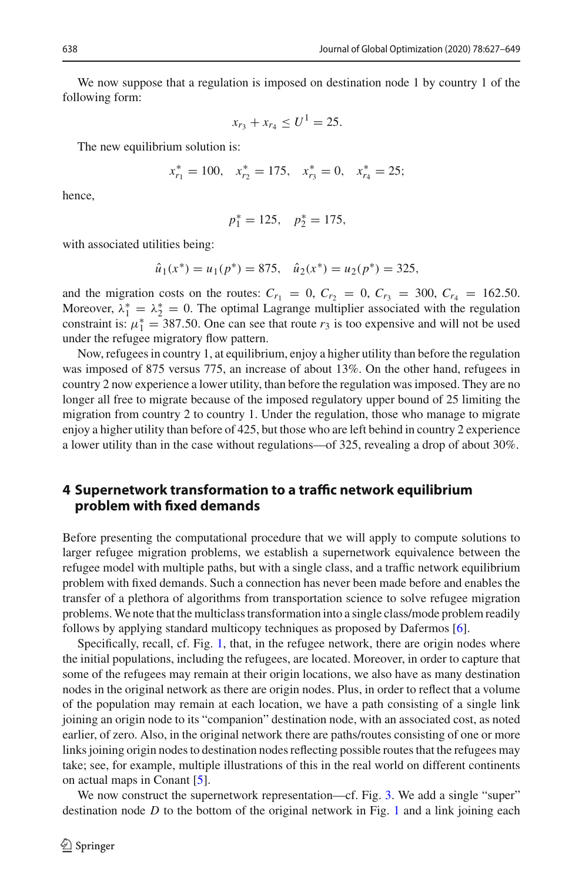We now suppose that a regulation is imposed on destination node 1 by country 1 of the following form:

$$x_{r_3} + x_{r_4} \leq U^1 = 25.$$

The new equilibrium solution is:

$$x^*_{r_1} = 100, \quad x^*_{r_2} = 175, \quad x^*_{r_3} = 0, \quad x^*_{r_4} = 25;$$

hence,

$$p^*_1 = 125, \quad p^*_2 = 175,$$

with associated utilities being:

$$\hat{u}_1(x^*) = u_1(p^*) = 875, \quad \hat{u}_2(x^*) = u_2(p^*) = 325,$$

and the migration costs on the routes: $C_{r_1} = 0$, $C_{r_2} = 0$, $C_{r_3} = 300$, $C_{r_4} = 162.50$. Moreover, $\lambda^*_1 = \lambda^*_2 = 0$. The optimal Lagrange multiplier associated with the regulation constraint is: $\mu^*_1 = 387.50$. One can see that route $r_3$ is too expensive and will not be used under the refugee migratory flow pattern.

Now, refugees in country 1, at equilibrium, enjoy a higher utility than before the regulation was imposed of 875 versus 775, an increase of about 13%. On the other hand, refugees in country 2 now experience a lower utility, than before the regulation was imposed. They are no longer all free to migrate because of the imposed regulatory upper bound of 25 limiting the migration from country 2 to country 1. Under the regulation, those who manage to migrate enjoy a higher utility than before of 425, but those who are left behind in country 2 experience a lower utility than in the case without regulations—of 325, revealing a drop of about 30%.

## 4 Supernetwork transformation to a traffic network equilibrium problem with fixed demands

Before presenting the computational procedure that we will apply to compute solutions to larger refugee migration problems, we establish a supernetwork equivalence between the refugee model with multiple paths, but with a single class, and a traffic network equilibrium problem with fixed demands. Such a connection has never been made before and enables the transfer of a plethora of algorithms from transportation science to solve refugee migration problems. We note that the multiclass transformation into a single class/mode problem readily follows by applying standard multicopy techniques as proposed by Dafermos [6].

Specifically, recall, cf. Fig. 1, that, in the refugee network, there are origin nodes where the initial populations, including the refugees, are located. Moreover, in order to capture that some of the refugees may remain at their origin locations, we also have as many destination nodes in the original network as there are origin nodes. Plus, in order to reflect that a volume of the population may remain at each location, we have a path consisting of a single link joining an origin node to its "companion" destination node, with an associated cost, as noted earlier, of zero. Also, in the original network there are paths/routes consisting of one or more links joining origin nodes to destination nodes reflecting possible routes that the refugees may take; see, for example, multiple illustrations of this in the real world on different continents on actual maps in Conant [5].

We now construct the supernetwork representation—cf. Fig. 3. We add a single "super" destination node $D$ to the bottom of the original network in Fig. 1 and a link joining each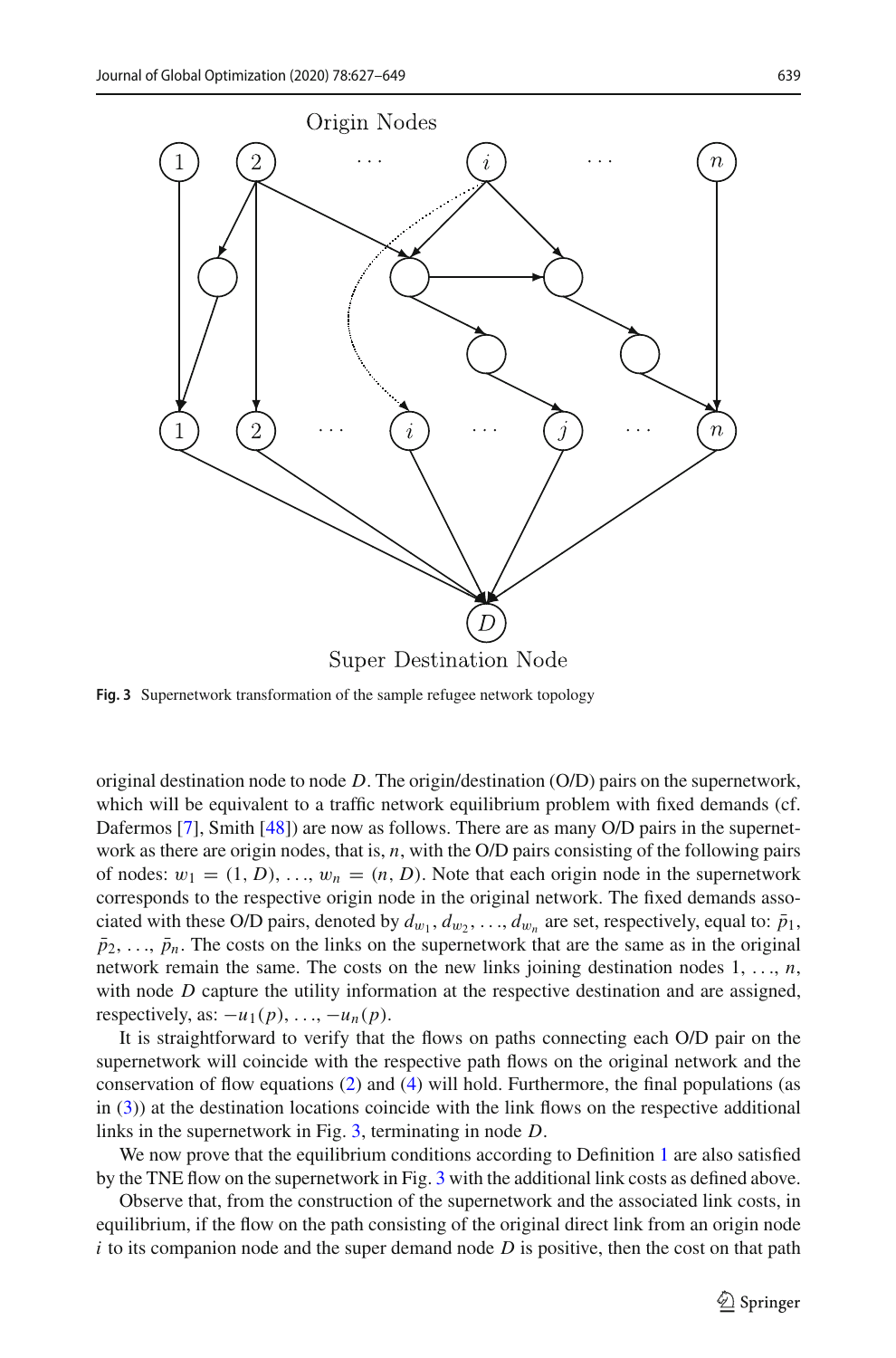Origin Nodes

1 2 ... i ... n

1 2 ... i ... j ... n

D

Super Destination Node

**Fig. 3** Supernetwork transformation of the sample refugee network topology

original destination node to node $D$. The origin/destination (O/D) pairs on the supernetwork, which will be equivalent to a traffic network equilibrium problem with fixed demands (cf. Dafermos [7], Smith [48]) are now as follows. There are as many O/D pairs in the supernetwork as there are origin nodes, that is, $n$, with the O/D pairs consisting of the following pairs of nodes: $w_1 = (1, D), \ldots, w_n = (n, D)$. Note that each origin node in the supernetwork corresponds to the respective origin node in the original network. The fixed demands associated with these O/D pairs, denoted by $d_{w_1}, d_{w_2}, \ldots, d_{w_n}$ are set, respectively, equal to: $\bar{p}_1$, $\bar{p}_2, \ldots, \bar{p}_n$. The costs on the links on the supernetwork that are the same as in the original network remain the same. The costs on the new links joining destination nodes $1, \ldots, n$, with node $D$ capture the utility information at the respective destination and are assigned, respectively, as: $-u_1(p), \ldots, -u_n(p)$.

It is straightforward to verify that the flows on paths connecting each O/D pair on the supernetwork will coincide with the respective path flows on the original network and the conservation of flow equations (2) and (4) will hold. Furthermore, the final populations (as in (3)) at the destination locations coincide with the link flows on the respective additional links in the supernetwork in Fig. 3, terminating in node $D$.

We now prove that the equilibrium conditions according to Definition 1 are also satisfied by the TNE flow on the supernetwork in Fig. 3 with the additional link costs as defined above.

Observe that, from the construction of the supernetwork and the associated link costs, in equilibrium, if the flow on the path consisting of the original direct link from an origin node $i$ to its companion node and the super demand node $D$ is positive, then the cost on that path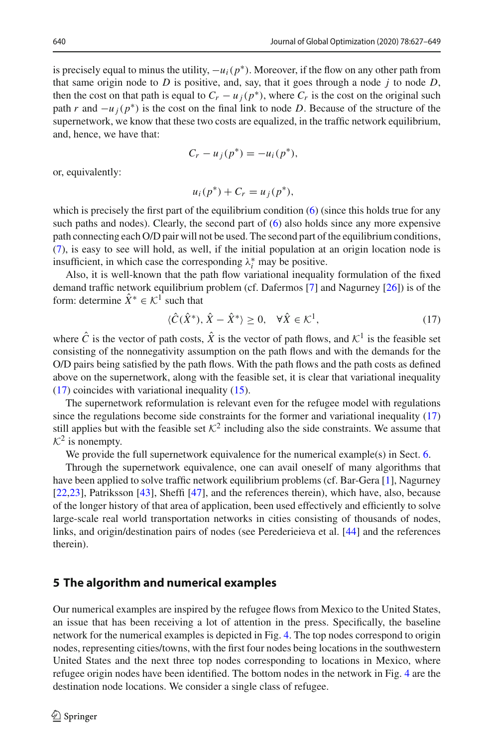is precisely equal to minus the utility, $-u_i(p^*)$. Moreover, if the flow on any other path from that same origin node to $D$ is positive, and, say, that it goes through a node $j$ to node $D$, then the cost on that path is equal to $C_r - u_j(p^*)$, where $C_r$ is the cost on the original such path $r$ and $-u_j(p^*)$ is the cost on the final link to node $D$. Because of the structure of the supernetwork, we know that these two costs are equalized, in the traffic network equilibrium, and, hence, we have that:

$$C_r - u_j(p^*) = -u_i(p^*),$$

or, equivalently:

$$u_i(p^*) + C_r = u_j(p^*),$$

which is precisely the first part of the equilibrium condition (6) (since this holds true for any such paths and nodes). Clearly, the second part of (6) also holds since any more expensive path connecting each O/D pair will not be used. The second part of the equilibrium conditions, (7), is easy to see will hold, as well, if the initial population at an origin location node is insufficient, in which case the corresponding $\lambda_i^*$ may be positive.

Also, it is well-known that the path flow variational inequality formulation of the fixed demand traffic network equilibrium problem (cf. Dafermos [7] and Nagurney [26]) is of the form: determine $\hat{X}^* \in \mathcal{K}^1$ such that

$$\langle \hat{C}(\hat{X}^*), \hat{X} - \hat{X}^* \rangle \geq 0, \quad \forall \hat{X} \in \mathcal{K}^1, \tag{17}$$

where $\hat{C}$ is the vector of path costs, $\hat{X}$ is the vector of path flows, and $\mathcal{K}^1$ is the feasible set consisting of the nonnegativity assumption on the path flows and with the demands for the O/D pairs being satisfied by the path flows. With the path flows and the path costs as defined above on the supernetwork, along with the feasible set, it is clear that variational inequality (17) coincides with variational inequality (15).

The supernetwork reformulation is relevant even for the refugee model with regulations since the regulations become side constraints for the former and variational inequality (17) still applies but with the feasible set $\mathcal{K}^2$ including also the side constraints. We assume that $\mathcal{K}^2$ is nonempty.

We provide the full supernetwork equivalence for the numerical example(s) in Sect. 6.

Through the supernetwork equivalence, one can avail oneself of many algorithms that have been applied to solve traffic network equilibrium problems (cf. Bar-Gera [1], Nagurney [22,23], Patriksson [43], Sheffi [47], and the references therein), which have, also, because of the longer history of that area of application, been used effectively and efficiently to solve large-scale real world transportation networks in cities consisting of thousands of nodes, links, and origin/destination pairs of nodes (see Perederieieva et al. [44] and the references therein).

## 5 The algorithm and numerical examples

Our numerical examples are inspired by the refugee flows from Mexico to the United States, an issue that has been receiving a lot of attention in the press. Specifically, the baseline network for the numerical examples is depicted in Fig. 4. The top nodes correspond to origin nodes, representing cities/towns, with the first four nodes being locations in the southwestern United States and the next three top nodes corresponding to locations in Mexico, where refugee origin nodes have been identified. The bottom nodes in the network in Fig. 4 are the destination node locations. We consider a single class of refugee.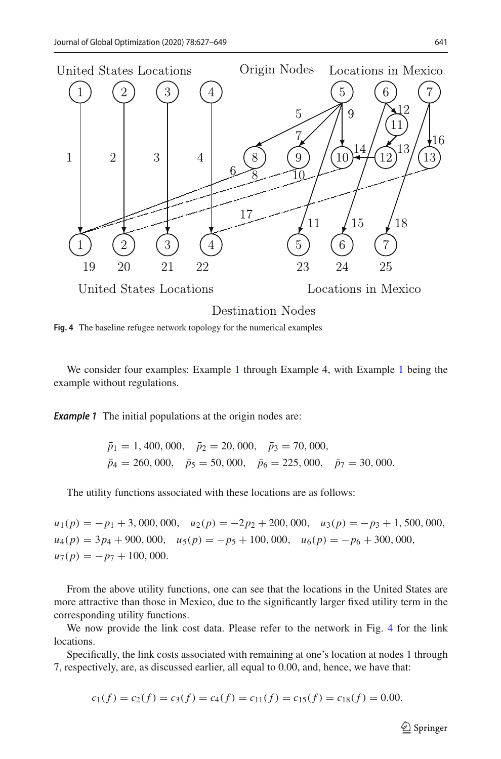United States Locations

Origin Nodes

Locations in Mexico

1 2 3 4 5 6 7

5 9 12 11

7 16

1 2 3 4 8 9 10 14 12 13 13

6 8 10

17

11 15 18

1 2 3 4 5 6 7

19 20 21 22 23 24 25

United States Locations

Locations in Mexico

Destination Nodes

**Fig. 4** The baseline refugee network topology for the numerical examples

We consider four examples: Example 1 through Example 4, with Example 1 being the example without regulations.

***Example 1*** The initial populations at the origin nodes are:

$$\bar{p}_1 = 1,400,000, \quad \bar{p}_2 = 20,000, \quad \bar{p}_3 = 70,000,$$
$$\bar{p}_4 = 260,000, \quad \bar{p}_5 = 50,000, \quad \bar{p}_6 = 225,000, \quad \bar{p}_7 = 30,000.$$

The utility functions associated with these locations are as follows:

$$u_1(p) = -p_1 + 3,000,000, \quad u_2(p) = -2p_2 + 200,000, \quad u_3(p) = -p_3 + 1,500,000,$$
$$u_4(p) = 3p_4 + 900,000, \quad u_5(p) = -p_5 + 100,000, \quad u_6(p) = -p_6 + 300,000,$$
$$u_7(p) = -p_7 + 100,000.$$

From the above utility functions, one can see that the locations in the United States are more attractive than those in Mexico, due to the significantly larger fixed utility term in the corresponding utility functions.

We now provide the link cost data. Please refer to the network in Fig. 4 for the link locations.

Specifically, the link costs associated with remaining at one's location at nodes 1 through 7, respectively, are, as discussed earlier, all equal to 0.00, and, hence, we have that:

$$c_1(f) = c_2(f) = c_3(f) = c_4(f) = c_{11}(f) = c_{15}(f) = c_{18}(f) = 0.00.$$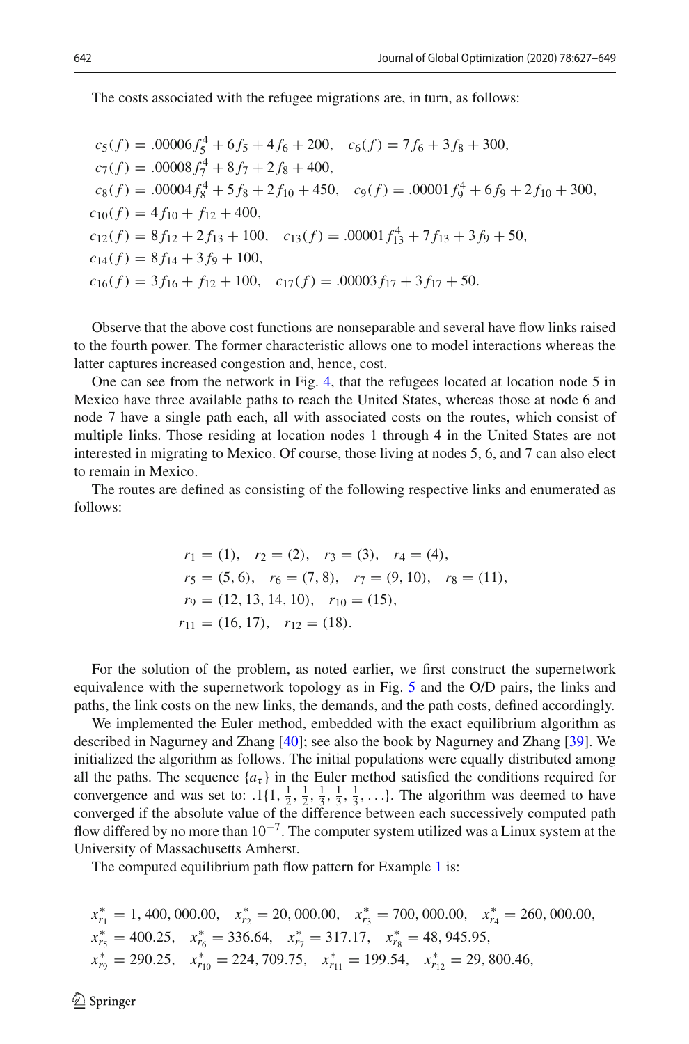The costs associated with the refugee migrations are, in turn, as follows:

$$
\begin{aligned}
&c_5(f) = .00006 f_5^4 + 6 f_5 + 4 f_6 + 200, \quad c_6(f) = 7 f_6 + 3 f_8 + 300,\\
&c_7(f) = .00008 f_7^4 + 8 f_7 + 2 f_8 + 400,\\
&c_8(f) = .00004 f_8^4 + 5 f_8 + 2 f_{10} + 450, \quad c_9(f) = .00001 f_9^4 + 6 f_9 + 2 f_{10} + 300,\\
&c_{10}(f) = 4 f_{10} + f_{12} + 400,\\
&c_{12}(f) = 8 f_{12} + 2 f_{13} + 100, \quad c_{13}(f) = .00001 f_{13}^4 + 7 f_{13} + 3 f_9 + 50,\\
&c_{14}(f) = 8 f_{14} + 3 f_9 + 100,\\
&c_{16}(f) = 3 f_{16} + f_{12} + 100, \quad c_{17}(f) = .00003 f_{17} + 3 f_{17} + 50.
\end{aligned}
$$

Observe that the above cost functions are nonseparable and several have flow links raised to the fourth power. The former characteristic allows one to model interactions whereas the latter captures increased congestion and, hence, cost.

One can see from the network in Fig. 4, that the refugees located at location node 5 in Mexico have three available paths to reach the United States, whereas those at node 6 and node 7 have a single path each, all with associated costs on the routes, which consist of multiple links. Those residing at location nodes 1 through 4 in the United States are not interested in migrating to Mexico. Of course, those living at nodes 5, 6, and 7 can also elect to remain in Mexico.

The routes are defined as consisting of the following respective links and enumerated as follows:

$$
\begin{aligned}
&r_1 = (1), \quad r_2 = (2), \quad r_3 = (3), \quad r_4 = (4),\\
&r_5 = (5, 6), \quad r_6 = (7, 8), \quad r_7 = (9, 10), \quad r_8 = (11),\\
&r_9 = (12, 13, 14, 10), \quad r_{10} = (15),\\
&r_{11} = (16, 17), \quad r_{12} = (18).
\end{aligned}
$$

For the solution of the problem, as noted earlier, we first construct the supernetwork equivalence with the supernetwork topology as in Fig. 5 and the O/D pairs, the links and paths, the link costs on the new links, the demands, and the path costs, defined accordingly.

We implemented the Euler method, embedded with the exact equilibrium algorithm as described in Nagurney and Zhang [40]; see also the book by Nagurney and Zhang [39]. We initialized the algorithm as follows. The initial populations were equally distributed among all the paths. The sequence $\{a_\tau\}$ in the Euler method satisfied the conditions required for convergence and was set to: $.1\{1, \frac{1}{2}, \frac{1}{2}, \frac{1}{3}, \frac{1}{3}, \frac{1}{3}, \ldots\}$. The algorithm was deemed to have converged if the absolute value of the difference between each successively computed path flow differed by no more than $10^{-7}$. The computer system utilized was a Linux system at the University of Massachusetts Amherst.

The computed equilibrium path flow pattern for Example 1 is:

$$
\begin{aligned}
&x_{r_1}^* = 1,400,000.00, \quad x_{r_2}^* = 20,000.00, \quad x_{r_3}^* = 700,000.00, \quad x_{r_4}^* = 260,000.00,\\
&x_{r_5}^* = 400.25, \quad x_{r_6}^* = 336.64, \quad x_{r_7}^* = 317.17, \quad x_{r_8}^* = 48,945.95,\\
&x_{r_9}^* = 290.25, \quad x_{r_{10}}^* = 224,709.75, \quad x_{r_{11}}^* = 199.54, \quad x_{r_{12}}^* = 29,800.46,
\end{aligned}
$$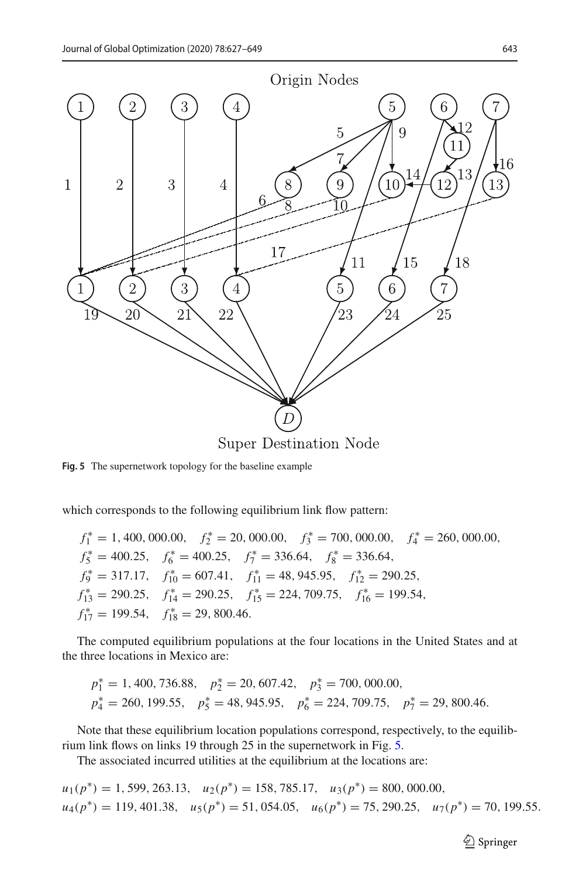Origin Nodes

Super Destination Node

**Fig. 5** The supernetwork topology for the baseline example

which corresponds to the following equilibrium link flow pattern:

$$
\begin{aligned}
&f_1^* = 1{,}400{,}000.00, \quad f_2^* = 20{,}000.00, \quad f_3^* = 700{,}000.00, \quad f_4^* = 260{,}000.00,\\
&f_5^* = 400.25, \quad f_6^* = 400.25, \quad f_7^* = 336.64, \quad f_8^* = 336.64,\\
&f_9^* = 317.17, \quad f_{10}^* = 607.41, \quad f_{11}^* = 48{,}945.95, \quad f_{12}^* = 290.25,\\
&f_{13}^* = 290.25, \quad f_{14}^* = 290.25, \quad f_{15}^* = 224{,}709.75, \quad f_{16}^* = 199.54,\\
&f_{17}^* = 199.54, \quad f_{18}^* = 29{,}800.46.
\end{aligned}
$$

The computed equilibrium populations at the four locations in the United States and at the three locations in Mexico are:

$$
\begin{aligned}
&p_1^* = 1{,}400{,}736.88, \quad p_2^* = 20{,}607.42, \quad p_3^* = 700{,}000.00,\\
&p_4^* = 260{,}199.55, \quad p_5^* = 48{,}945.95, \quad p_6^* = 224{,}709.75, \quad p_7^* = 29{,}800.46.
\end{aligned}
$$

Note that these equilibrium location populations correspond, respectively, to the equilibrium link flows on links 19 through 25 in the supernetwork in Fig. 5.

The associated incurred utilities at the equilibrium at the locations are:

$$
\begin{aligned}
&u_1(p^*) = 1{,}599{,}263.13, \quad u_2(p^*) = 158{,}785.17, \quad u_3(p^*) = 800{,}000.00,\\
&u_4(p^*) = 119{,}401.38, \quad u_5(p^*) = 51{,}054.05, \quad u_6(p^*) = 75{,}290.25, \quad u_7(p^*) = 70{,}199.55.
\end{aligned}
$$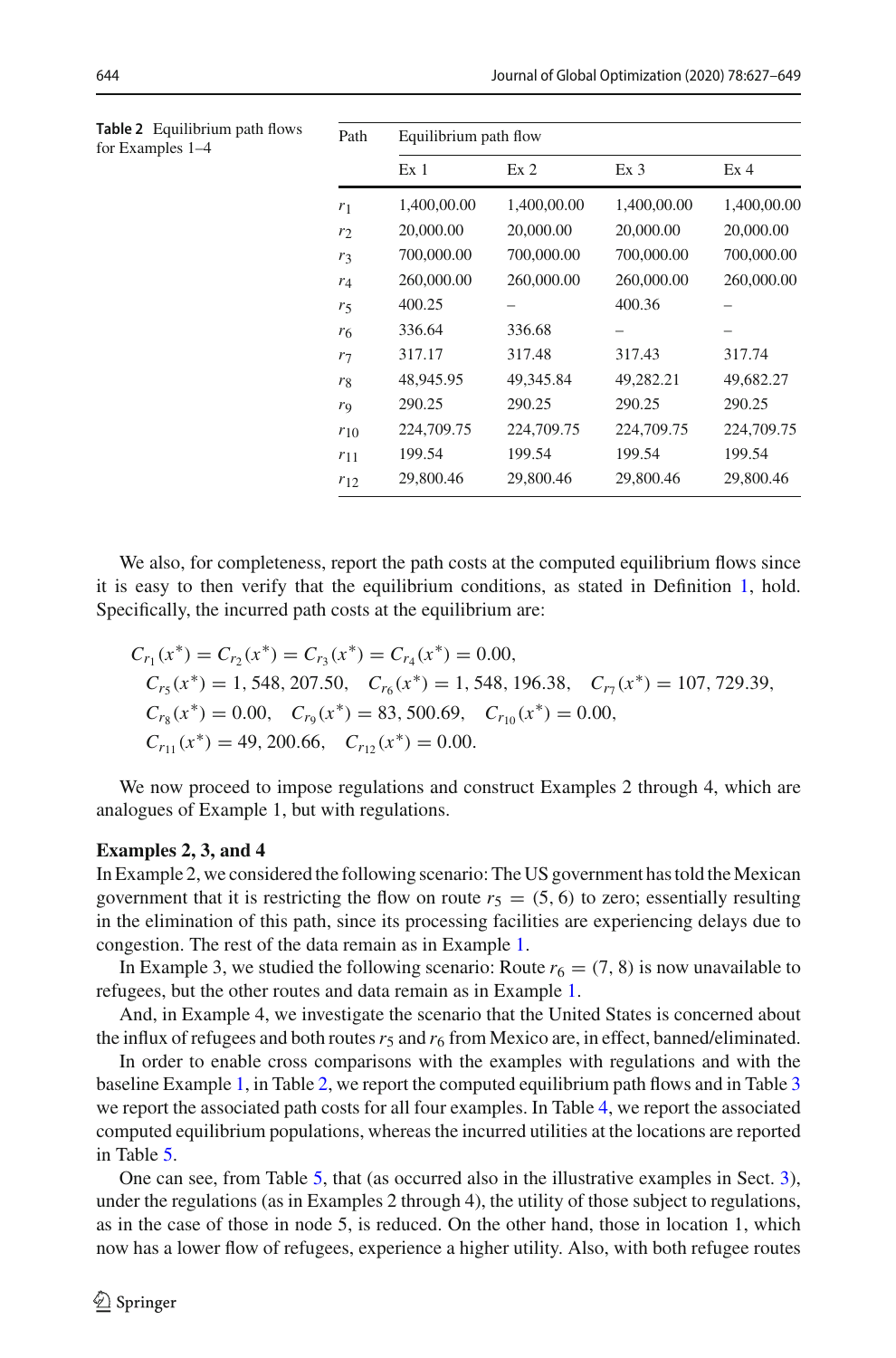**Table 2** Equilibrium path flows for Examples 1–4

| Path | Equilibrium path flow | | | |
|---|---|---|---|---|
| | Ex 1 | Ex 2 | Ex 3 | Ex 4 |
| $r_1$ | 1,400,00.00 | 1,400,00.00 | 1,400,00.00 | 1,400,00.00 |
| $r_2$ | 20,000.00 | 20,000.00 | 20,000.00 | 20,000.00 |
| $r_3$ | 700,000.00 | 700,000.00 | 700,000.00 | 700,000.00 |
| $r_4$ | 260,000.00 | 260,000.00 | 260,000.00 | 260,000.00 |
| $r_5$ | 400.25 | – | 400.36 | – |
| $r_6$ | 336.64 | 336.68 | – | – |
| $r_7$ | 317.17 | 317.48 | 317.43 | 317.74 |
| $r_8$ | 48,945.95 | 49,345.84 | 49,282.21 | 49,682.27 |
| $r_9$ | 290.25 | 290.25 | 290.25 | 290.25 |
| $r_{10}$ | 224,709.75 | 224,709.75 | 224,709.75 | 224,709.75 |
| $r_{11}$ | 199.54 | 199.54 | 199.54 | 199.54 |
| $r_{12}$ | 29,800.46 | 29,800.46 | 29,800.46 | 29,800.46 |

We also, for completeness, report the path costs at the computed equilibrium flows since it is easy to then verify that the equilibrium conditions, as stated in Definition 1, hold. Specifically, the incurred path costs at the equilibrium are:

$$
\begin{aligned}
&C_{r_1}(x^*) = C_{r_2}(x^*) = C_{r_3}(x^*) = C_{r_4}(x^*) = 0.00,\\
&\quad C_{r_5}(x^*) = 1,548,207.50, \quad C_{r_6}(x^*) = 1,548,196.38, \quad C_{r_7}(x^*) = 107,729.39,\\
&\quad C_{r_8}(x^*) = 0.00, \quad C_{r_9}(x^*) = 83,500.69, \quad C_{r_{10}}(x^*) = 0.00,\\
&\quad C_{r_{11}}(x^*) = 49,200.66, \quad C_{r_{12}}(x^*) = 0.00.
\end{aligned}
$$

We now proceed to impose regulations and construct Examples 2 through 4, which are analogues of Example 1, but with regulations.

**Examples 2, 3, and 4**

In Example 2, we considered the following scenario: The US government has told the Mexican government that it is restricting the flow on route $r_5 = (5, 6)$ to zero; essentially resulting in the elimination of this path, since its processing facilities are experiencing delays due to congestion. The rest of the data remain as in Example 1.

In Example 3, we studied the following scenario: Route $r_6 = (7, 8)$ is now unavailable to refugees, but the other routes and data remain as in Example 1.

And, in Example 4, we investigate the scenario that the United States is concerned about the influx of refugees and both routes $r_5$ and $r_6$ from Mexico are, in effect, banned/eliminated.

In order to enable cross comparisons with the examples with regulations and with the baseline Example 1, in Table 2, we report the computed equilibrium path flows and in Table 3 we report the associated path costs for all four examples. In Table 4, we report the associated computed equilibrium populations, whereas the incurred utilities at the locations are reported in Table 5.

One can see, from Table 5, that (as occurred also in the illustrative examples in Sect. 3), under the regulations (as in Examples 2 through 4), the utility of those subject to regulations, as in the case of those in node 5, is reduced. On the other hand, those in location 1, which now has a lower flow of refugees, experience a higher utility. Also, with both refugee routes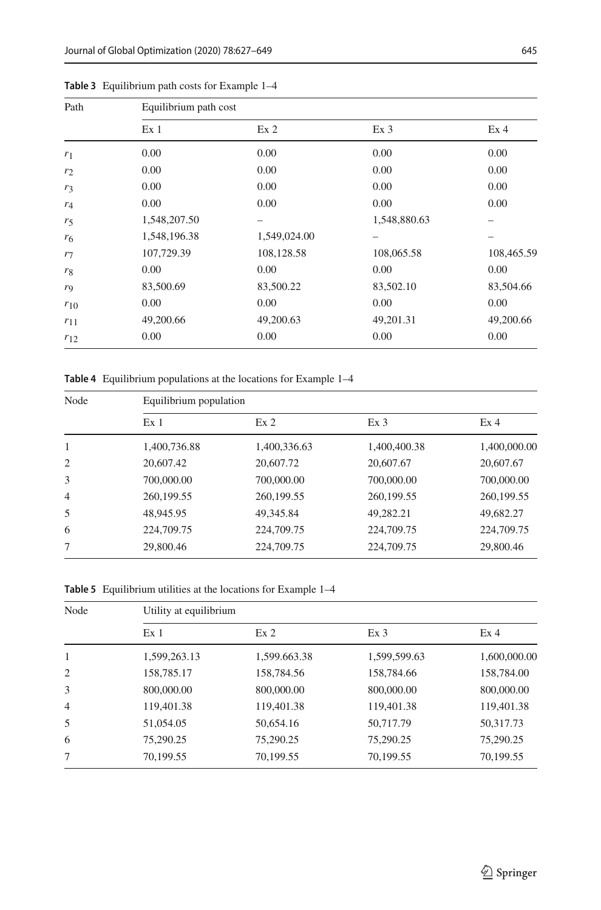**Table 3** Equilibrium path costs for Example 1–4

| Path | Equilibrium path cost | | | |
|---|---|---|---|---|
| | Ex 1 | Ex 2 | Ex 3 | Ex 4 |
| $r_1$ | 0.00 | 0.00 | 0.00 | 0.00 |
| $r_2$ | 0.00 | 0.00 | 0.00 | 0.00 |
| $r_3$ | 0.00 | 0.00 | 0.00 | 0.00 |
| $r_4$ | 0.00 | 0.00 | 0.00 | 0.00 |
| $r_5$ | 1,548,207.50 | – | 1,548,880.63 | – |
| $r_6$ | 1,548,196.38 | 1,549,024.00 | – | – |
| $r_7$ | 107,729.39 | 108,128.58 | 108,065.58 | 108,465.59 |
| $r_8$ | 0.00 | 0.00 | 0.00 | 0.00 |
| $r_9$ | 83,500.69 | 83,500.22 | 83,502.10 | 83,504.66 |
| $r_{10}$ | 0.00 | 0.00 | 0.00 | 0.00 |
| $r_{11}$ | 49,200.66 | 49,200.63 | 49,201.31 | 49,200.66 |
| $r_{12}$ | 0.00 | 0.00 | 0.00 | 0.00 |

**Table 4** Equilibrium populations at the locations for Example 1–4

| Node | Equilibrium population | | | |
|---|---|---|---|---|
| | Ex 1 | Ex 2 | Ex 3 | Ex 4 |
| 1 | 1,400,736.88 | 1,400,336.63 | 1,400,400.38 | 1,400,000.00 |
| 2 | 20,607.42 | 20,607.72 | 20,607.67 | 20,607.67 |
| 3 | 700,000.00 | 700,000.00 | 700,000.00 | 700,000.00 |
| 4 | 260,199.55 | 260,199.55 | 260,199.55 | 260,199.55 |
| 5 | 48,945.95 | 49,345.84 | 49,282.21 | 49,682.27 |
| 6 | 224,709.75 | 224,709.75 | 224,709.75 | 224,709.75 |
| 7 | 29,800.46 | 224,709.75 | 224,709.75 | 29,800.46 |

**Table 5** Equilibrium utilities at the locations for Example 1–4

| Node | Utility at equilibrium | | | |
|---|---|---|---|---|
| | Ex 1 | Ex 2 | Ex 3 | Ex 4 |
| 1 | 1,599,263.13 | 1,599.663.38 | 1,599,599.63 | 1,600,000.00 |
| 2 | 158,785.17 | 158,784.56 | 158,784.66 | 158,784.00 |
| 3 | 800,000.00 | 800,000.00 | 800,000.00 | 800,000.00 |
| 4 | 119,401.38 | 119,401.38 | 119,401.38 | 119,401.38 |
| 5 | 51,054.05 | 50,654.16 | 50,717.79 | 50,317.73 |
| 6 | 75,290.25 | 75,290.25 | 75,290.25 | 75,290.25 |
| 7 | 70,199.55 | 70,199.55 | 70,199.55 | 70,199.55 |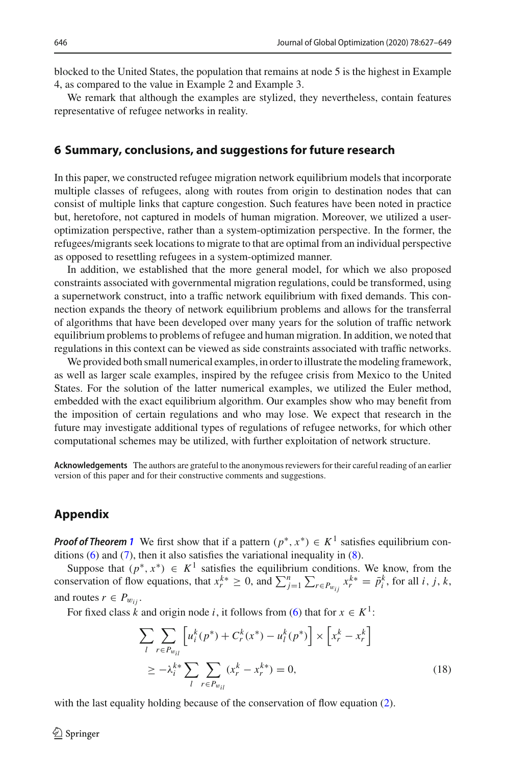blocked to the United States, the population that remains at node 5 is the highest in Example 4, as compared to the value in Example 2 and Example 3.

We remark that although the examples are stylized, they nevertheless, contain features representative of refugee networks in reality.

## 6 Summary, conclusions, and suggestions for future research

In this paper, we constructed refugee migration network equilibrium models that incorporate multiple classes of refugees, along with routes from origin to destination nodes that can consist of multiple links that capture congestion. Such features have been noted in practice but, heretofore, not captured in models of human migration. Moreover, we utilized a user-optimization perspective, rather than a system-optimization perspective. In the former, the refugees/migrants seek locations to migrate to that are optimal from an individual perspective as opposed to resettling refugees in a system-optimized manner.

In addition, we established that the more general model, for which we also proposed constraints associated with governmental migration regulations, could be transformed, using a supernetwork construct, into a traffic network equilibrium with fixed demands. This connection expands the theory of network equilibrium problems and allows for the transferral of algorithms that have been developed over many years for the solution of traffic network equilibrium problems to problems of refugee and human migration. In addition, we noted that regulations in this context can be viewed as side constraints associated with traffic networks.

We provided both small numerical examples, in order to illustrate the modeling framework, as well as larger scale examples, inspired by the refugee crisis from Mexico to the United States. For the solution of the latter numerical examples, we utilized the Euler method, embedded with the exact equilibrium algorithm. Our examples show who may benefit from the imposition of certain regulations and who may lose. We expect that research in the future may investigate additional types of regulations of refugee networks, for which other computational schemes may be utilized, with further exploitation of network structure.

**Acknowledgements** The authors are grateful to the anonymous reviewers for their careful reading of an earlier version of this paper and for their constructive comments and suggestions.

## Appendix

***Proof of Theorem 1*** We first show that if a pattern $(p^*, x^*) \in K^1$ satisfies equilibrium conditions (6) and (7), then it also satisfies the variational inequality in (8).

Suppose that $(p^*, x^*) \in K^1$ satisfies the equilibrium conditions. We know, from the conservation of flow equations, that $x_r^{k*} \geq 0$, and $\sum_{j=1}^{n} \sum_{r \in P_{w_{ij}}} x_r^{k*} = \bar{p}_i^k$, for all $i, j, k$, and routes $r \in P_{w_{ij}}$.

For fixed class $k$ and origin node $i$, it follows from (6) that for $x \in K^1$:

$$
\sum_{l} \sum_{r \in P_{w_{il}}} \left[ u_i^k(p^*) + C_r^k(x^*) - u_l^k(p^*) \right] \times \left[ x_r^k - x_r^k \right]
$$
$$
\geq -\lambda_i^{k*} \sum_{l} \sum_{r \in P_{w_{il}}} (x_r^k - x_r^{k*}) = 0, \tag{18}
$$

with the last equality holding because of the conservation of flow equation (2).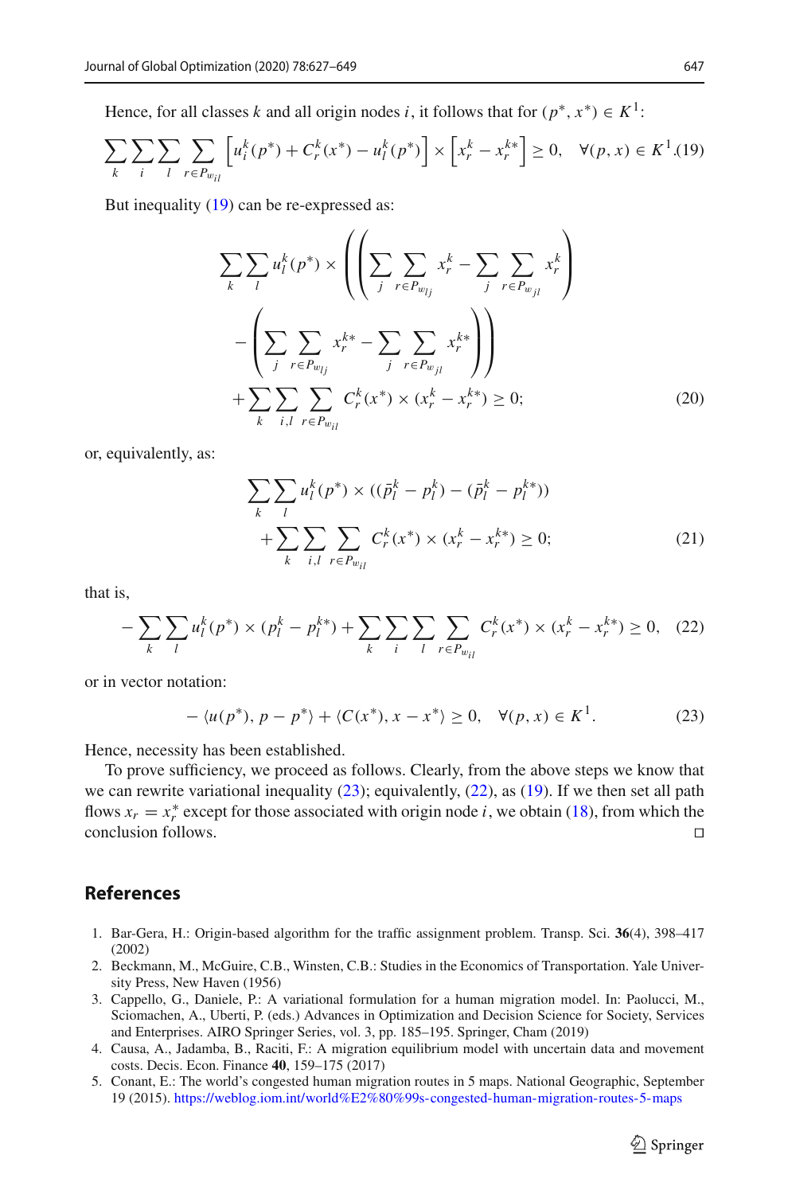Hence, for all classes $k$ and all origin nodes $i$, it follows that for $(p^*, x^*) \in K^1$:

$$\sum_k \sum_i \sum_l \sum_{r \in P_{w_{il}}} \left[u_i^k(p^*) + C_r^k(x^*) - u_l^k(p^*)\right] \times \left[x_r^k - x_r^{k*}\right] \geq 0, \quad \forall (p, x) \in K^1. \tag{19}$$

But inequality (19) can be re-expressed as:

$$\begin{aligned}
&\sum_k \sum_l u_l^k(p^*) \times \left( \left( \sum_j \sum_{r \in P_{w_{lj}}} x_r^k - \sum_j \sum_{r \in P_{w_{jl}}} x_r^k \right) \right. \\
&\quad \left. - \left( \sum_j \sum_{r \in P_{w_{lj}}} x_r^{k*} - \sum_j \sum_{r \in P_{w_{jl}}} x_r^{k*} \right) \right) \\
&\quad + \sum_k \sum_{i,l} \sum_{r \in P_{w_{il}}} C_r^k(x^*) \times (x_r^k - x_r^{k*}) \geq 0;
\end{aligned} \tag{20}$$

or, equivalently, as:

$$\begin{aligned}
&\sum_k \sum_l u_l^k(p^*) \times ((\bar{p}_l^k - p_l^k) - (\bar{p}_l^k - p_l^{k*})) \\
&\quad + \sum_k \sum_{i,l} \sum_{r \in P_{w_{il}}} C_r^k(x^*) \times (x_r^k - x_r^{k*}) \geq 0;
\end{aligned} \tag{21}$$

that is,

$$-\sum_k \sum_l u_l^k(p^*) \times (p_l^k - p_l^{k*}) + \sum_k \sum_i \sum_l \sum_{r \in P_{w_{il}}} C_r^k(x^*) \times (x_r^k - x_r^{k*}) \geq 0, \tag{22}$$

or in vector notation:

$$-\langle u(p^*), p - p^* \rangle + \langle C(x^*), x - x^* \rangle \geq 0, \quad \forall (p, x) \in K^1. \tag{23}$$

Hence, necessity has been established.

To prove sufficiency, we proceed as follows. Clearly, from the above steps we know that we can rewrite variational inequality (23); equivalently, (22), as (19). If we then set all path flows $x_r = x_r^*$ except for those associated with origin node $i$, we obtain (18), from which the conclusion follows. □

## References

1. Bar-Gera, H.: Origin-based algorithm for the traffic assignment problem. Transp. Sci. **36**(4), 398–417 (2002)
2. Beckmann, M., McGuire, C.B., Winsten, C.B.: Studies in the Economics of Transportation. Yale University Press, New Haven (1956)
3. Cappello, G., Daniele, P.: A variational formulation for a human migration model. In: Paolucci, M., Sciomachen, A., Uberti, P. (eds.) Advances in Optimization and Decision Science for Society, Services and Enterprises. AIRO Springer Series, vol. 3, pp. 185–195. Springer, Cham (2019)
4. Causa, A., Jadamba, B., Raciti, F.: A migration equilibrium model with uncertain data and movement costs. Decis. Econ. Finance **40**, 159–175 (2017)
5. Conant, E.: The world's congested human migration routes in 5 maps. National Geographic, September 19 (2015). https://weblog.iom.int/world%E2%80%99s-congested-human-migration-routes-5-maps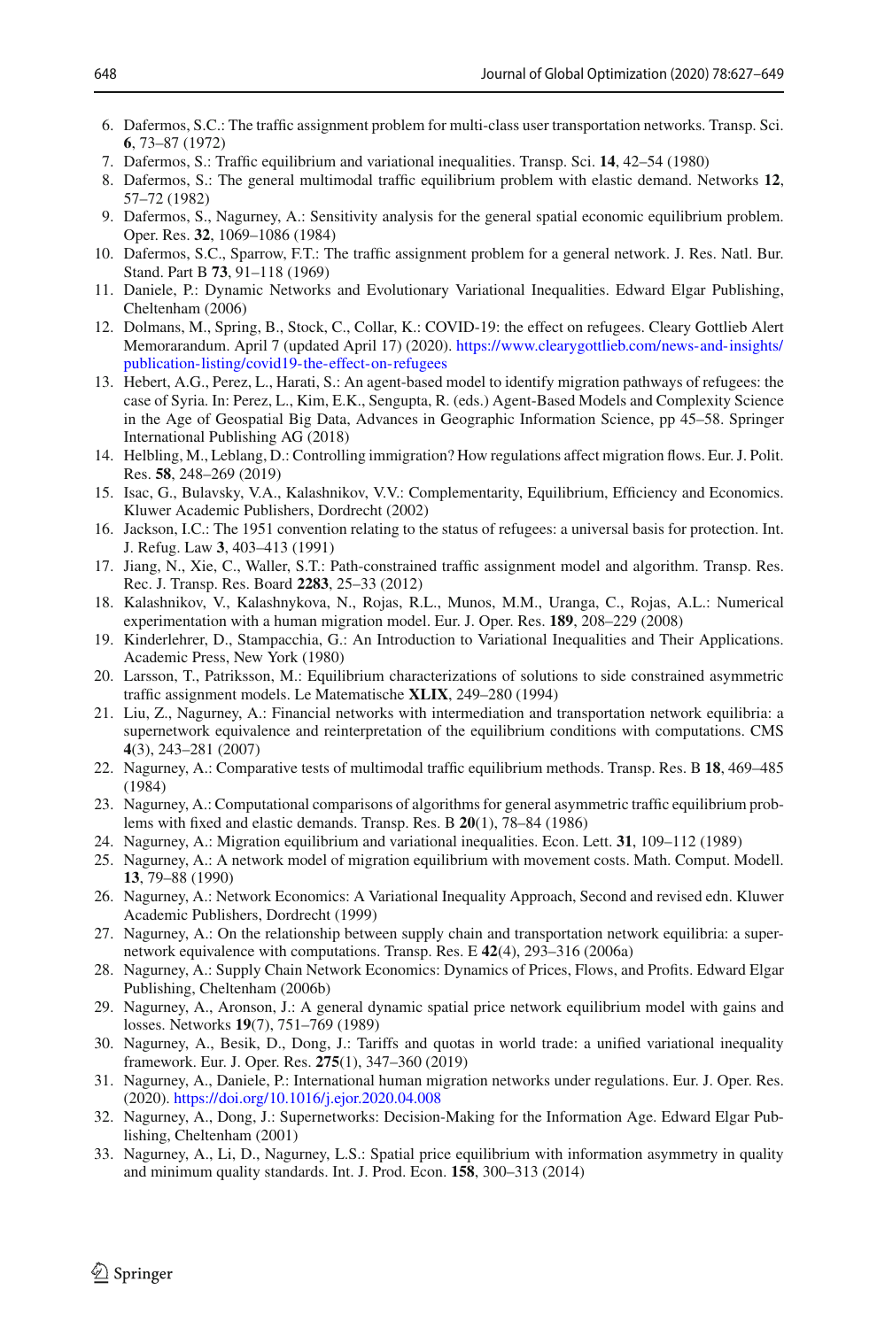6. Dafermos, S.C.: The traffic assignment problem for multi-class user transportation networks. Transp. Sci. **6**, 73–87 (1972)
7. Dafermos, S.: Traffic equilibrium and variational inequalities. Transp. Sci. **14**, 42–54 (1980)
8. Dafermos, S.: The general multimodal traffic equilibrium problem with elastic demand. Networks **12**, 57–72 (1982)
9. Dafermos, S., Nagurney, A.: Sensitivity analysis for the general spatial economic equilibrium problem. Oper. Res. **32**, 1069–1086 (1984)
10. Dafermos, S.C., Sparrow, F.T.: The traffic assignment problem for a general network. J. Res. Natl. Bur. Stand. Part B **73**, 91–118 (1969)
11. Daniele, P.: Dynamic Networks and Evolutionary Variational Inequalities. Edward Elgar Publishing, Cheltenham (2006)
12. Dolmans, M., Spring, B., Stock, C., Collar, K.: COVID-19: the effect on refugees. Cleary Gottlieb Alert Memorarandum. April 7 (updated April 17) (2020). https://www.clearygottlieb.com/news-and-insights/publication-listing/covid19-the-effect-on-refugees
13. Hebert, A.G., Perez, L., Harati, S.: An agent-based model to identify migration pathways of refugees: the case of Syria. In: Perez, L., Kim, E.K., Sengupta, R. (eds.) Agent-Based Models and Complexity Science in the Age of Geospatial Big Data, Advances in Geographic Information Science, pp 45–58. Springer International Publishing AG (2018)
14. Helbling, M., Leblang, D.: Controlling immigration? How regulations affect migration flows. Eur. J. Polit. Res. **58**, 248–269 (2019)
15. Isac, G., Bulavsky, V.A., Kalashnikov, V.V.: Complementarity, Equilibrium, Efficiency and Economics. Kluwer Academic Publishers, Dordrecht (2002)
16. Jackson, I.C.: The 1951 convention relating to the status of refugees: a universal basis for protection. Int. J. Refug. Law **3**, 403–413 (1991)
17. Jiang, N., Xie, C., Waller, S.T.: Path-constrained traffic assignment model and algorithm. Transp. Res. Rec. J. Transp. Res. Board **2283**, 25–33 (2012)
18. Kalashnikov, V., Kalashnykova, N., Rojas, R.L., Munos, M.M., Uranga, C., Rojas, A.L.: Numerical experimentation with a human migration model. Eur. J. Oper. Res. **189**, 208–229 (2008)
19. Kinderlehrer, D., Stampacchia, G.: An Introduction to Variational Inequalities and Their Applications. Academic Press, New York (1980)
20. Larsson, T., Patriksson, M.: Equilibrium characterizations of solutions to side constrained asymmetric traffic assignment models. Le Matematische **XLIX**, 249–280 (1994)
21. Liu, Z., Nagurney, A.: Financial networks with intermediation and transportation network equilibria: a supernetwork equivalence and reinterpretation of the equilibrium conditions with computations. CMS **4**(3), 243–281 (2007)
22. Nagurney, A.: Comparative tests of multimodal traffic equilibrium methods. Transp. Res. B **18**, 469–485 (1984)
23. Nagurney, A.: Computational comparisons of algorithms for general asymmetric traffic equilibrium problems with fixed and elastic demands. Transp. Res. B **20**(1), 78–84 (1986)
24. Nagurney, A.: Migration equilibrium and variational inequalities. Econ. Lett. **31**, 109–112 (1989)
25. Nagurney, A.: A network model of migration equilibrium with movement costs. Math. Comput. Modell. **13**, 79–88 (1990)
26. Nagurney, A.: Network Economics: A Variational Inequality Approach, Second and revised edn. Kluwer Academic Publishers, Dordrecht (1999)
27. Nagurney, A.: On the relationship between supply chain and transportation network equilibria: a supernetwork equivalence with computations. Transp. Res. E **42**(4), 293–316 (2006a)
28. Nagurney, A.: Supply Chain Network Economics: Dynamics of Prices, Flows, and Profits. Edward Elgar Publishing, Cheltenham (2006b)
29. Nagurney, A., Aronson, J.: A general dynamic spatial price network equilibrium model with gains and losses. Networks **19**(7), 751–769 (1989)
30. Nagurney, A., Besik, D., Dong, J.: Tariffs and quotas in world trade: a unified variational inequality framework. Eur. J. Oper. Res. **275**(1), 347–360 (2019)
31. Nagurney, A., Daniele, P.: International human migration networks under regulations. Eur. J. Oper. Res. (2020). https://doi.org/10.1016/j.ejor.2020.04.008
32. Nagurney, A., Dong, J.: Supernetworks: Decision-Making for the Information Age. Edward Elgar Publishing, Cheltenham (2001)
33. Nagurney, A., Li, D., Nagurney, L.S.: Spatial price equilibrium with information asymmetry in quality and minimum quality standards. Int. J. Prod. Econ. **158**, 300–313 (2014)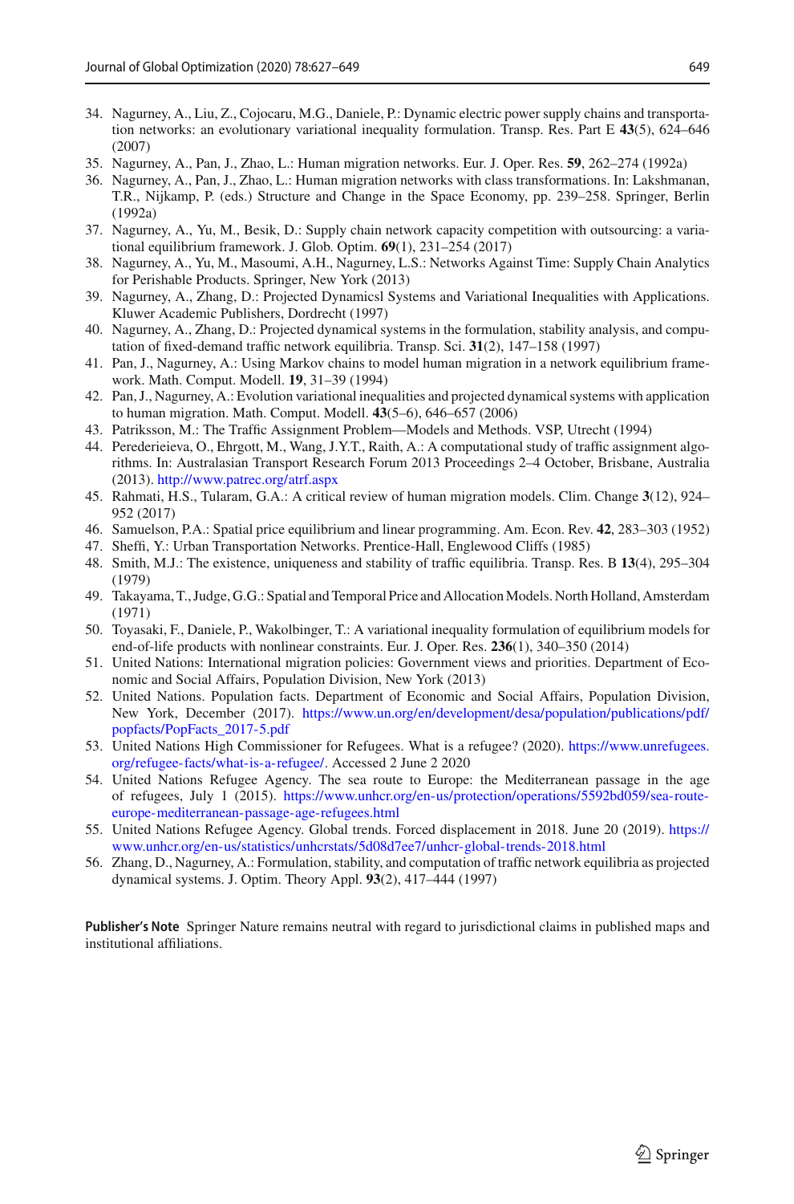34. Nagurney, A., Liu, Z., Cojocaru, M.G., Daniele, P.: Dynamic electric power supply chains and transportation networks: an evolutionary variational inequality formulation. Transp. Res. Part E **43**(5), 624–646 (2007)
35. Nagurney, A., Pan, J., Zhao, L.: Human migration networks. Eur. J. Oper. Res. **59**, 262–274 (1992a)
36. Nagurney, A., Pan, J., Zhao, L.: Human migration networks with class transformations. In: Lakshmanan, T.R., Nijkamp, P. (eds.) Structure and Change in the Space Economy, pp. 239–258. Springer, Berlin (1992a)
37. Nagurney, A., Yu, M., Besik, D.: Supply chain network capacity competition with outsourcing: a variational equilibrium framework. J. Glob. Optim. **69**(1), 231–254 (2017)
38. Nagurney, A., Yu, M., Masoumi, A.H., Nagurney, L.S.: Networks Against Time: Supply Chain Analytics for Perishable Products. Springer, New York (2013)
39. Nagurney, A., Zhang, D.: Projected Dynamicsl Systems and Variational Inequalities with Applications. Kluwer Academic Publishers, Dordrecht (1997)
40. Nagurney, A., Zhang, D.: Projected dynamical systems in the formulation, stability analysis, and computation of fixed-demand traffic network equilibria. Transp. Sci. **31**(2), 147–158 (1997)
41. Pan, J., Nagurney, A.: Using Markov chains to model human migration in a network equilibrium framework. Math. Comput. Modell. **19**, 31–39 (1994)
42. Pan, J., Nagurney, A.: Evolution variational inequalities and projected dynamical systems with application to human migration. Math. Comput. Modell. **43**(5–6), 646–657 (2006)
43. Patriksson, M.: The Traffic Assignment Problem—Models and Methods. VSP, Utrecht (1994)
44. Perederieieva, O., Ehrgott, M., Wang, J.Y.T., Raith, A.: A computational study of traffic assignment algorithms. In: Australasian Transport Research Forum 2013 Proceedings 2–4 October, Brisbane, Australia (2013). http://www.patrec.org/atrf.aspx
45. Rahmati, H.S., Tularam, G.A.: A critical review of human migration models. Clim. Change **3**(12), 924–952 (2017)
46. Samuelson, P.A.: Spatial price equilibrium and linear programming. Am. Econ. Rev. **42**, 283–303 (1952)
47. Sheffi, Y.: Urban Transportation Networks. Prentice-Hall, Englewood Cliffs (1985)
48. Smith, M.J.: The existence, uniqueness and stability of traffic equilibria. Transp. Res. B **13**(4), 295–304 (1979)
49. Takayama, T., Judge, G.G.: Spatial and Temporal Price and Allocation Models. North Holland, Amsterdam (1971)
50. Toyasaki, F., Daniele, P., Wakolbinger, T.: A variational inequality formulation of equilibrium models for end-of-life products with nonlinear constraints. Eur. J. Oper. Res. **236**(1), 340–350 (2014)
51. United Nations: International migration policies: Government views and priorities. Department of Economic and Social Affairs, Population Division, New York (2013)
52. United Nations. Population facts. Department of Economic and Social Affairs, Population Division, New York, December (2017). https://www.un.org/en/development/desa/population/publications/pdf/popfacts/PopFacts_2017-5.pdf
53. United Nations High Commissioner for Refugees. What is a refugee? (2020). https://www.unrefugees.org/refugee-facts/what-is-a-refugee/. Accessed 2 June 2 2020
54. United Nations Refugee Agency. The sea route to Europe: the Mediterranean passage in the age of refugees, July 1 (2015). https://www.unhcr.org/en-us/protection/operations/5592bd059/sea-route-europe-mediterranean-passage-age-refugees.html
55. United Nations Refugee Agency. Global trends. Forced displacement in 2018. June 20 (2019). https://www.unhcr.org/en-us/statistics/unhcrstats/5d08d7ee7/unhcr-global-trends-2018.html
56. Zhang, D., Nagurney, A.: Formulation, stability, and computation of traffic network equilibria as projected dynamical systems. J. Optim. Theory Appl. **93**(2), 417–444 (1997)

**Publisher's Note** Springer Nature remains neutral with regard to jurisdictional claims in published maps and institutional affiliations.